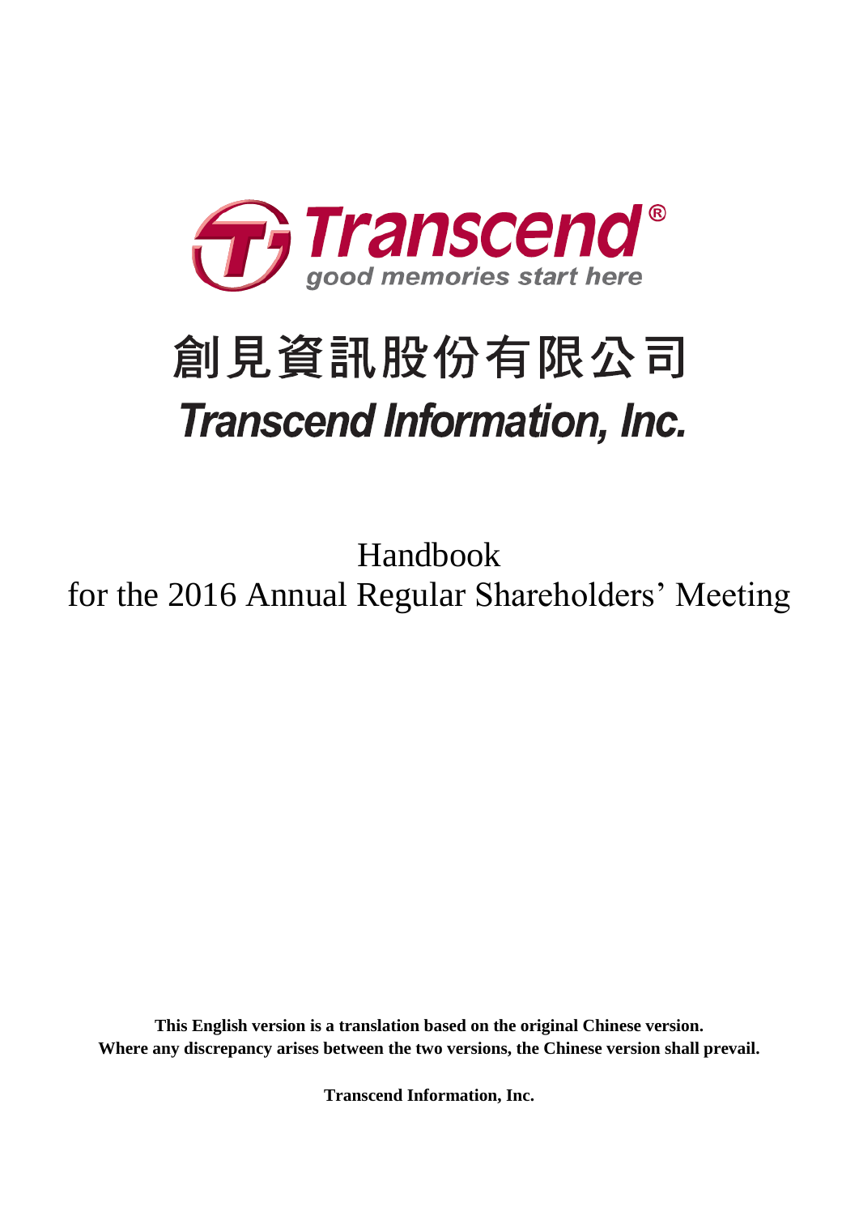Transcend®

good memories start here

# 創見資訊股份有限公司

# *Transcend Information, Inc.*

## Handbook
## for the 2016 Annual Regular Shareholders' Meeting

**This English version is a translation based on the original Chinese version.**
**Where any discrepancy arises between the two versions, the Chinese version shall prevail.**

**Transcend Information, Inc.**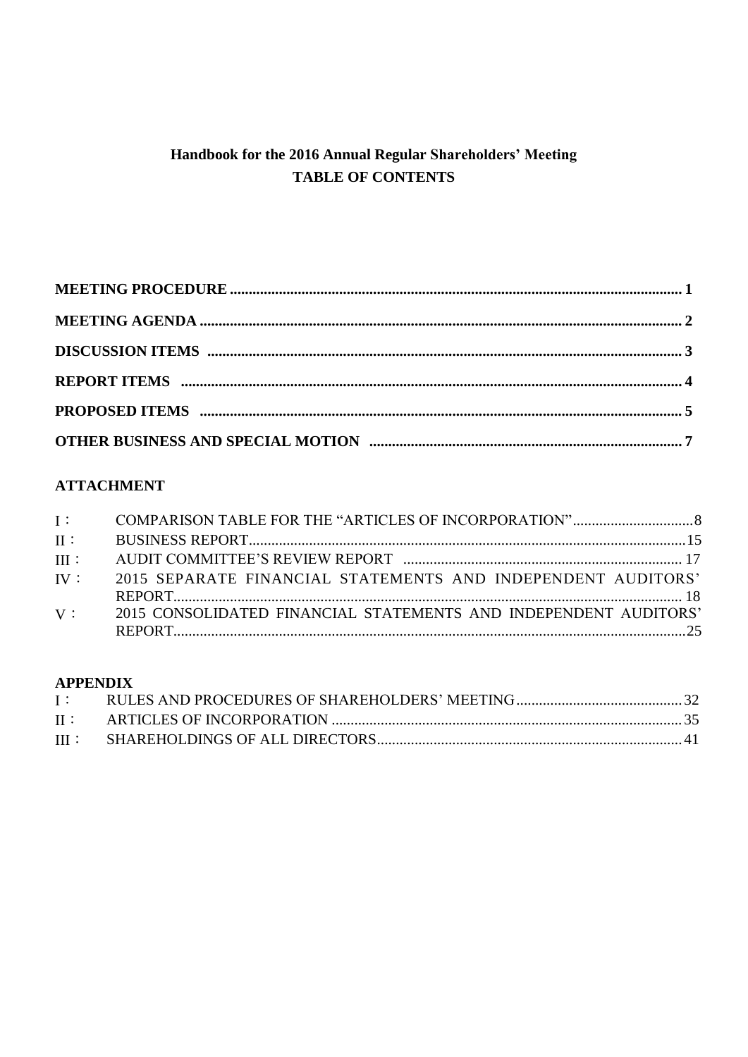# Handbook for the 2016 Annual Regular Shareholders' Meeting

## TABLE OF CONTENTS

**MEETING PROCEDURE** ........ **1**

**MEETING AGENDA** ........ **2**

**DISCUSSION ITEMS** ........ **3**

**REPORT ITEMS** ........ **4**

**PROPOSED ITEMS** ........ **5**

**OTHER BUSINESS AND SPECIAL MOTION** ........ **7**

### ATTACHMENT

Ⅰ： COMPARISON TABLE FOR THE "ARTICLES OF INCORPORATION" ........ 8

Ⅱ： BUSINESS REPORT ........ 15

Ⅲ： AUDIT COMMITTEE'S REVIEW REPORT ........ 17

Ⅳ： 2015 SEPARATE FINANCIAL STATEMENTS AND INDEPENDENT AUDITORS' REPORT ........ 18

Ⅴ： 2015 CONSOLIDATED FINANCIAL STATEMENTS AND INDEPENDENT AUDITORS' REPORT ........ 25

### APPENDIX

Ⅰ： RULES AND PROCEDURES OF SHAREHOLDERS' MEETING ........ 32

Ⅱ： ARTICLES OF INCORPORATION ........ 35

Ⅲ： SHAREHOLDINGS OF ALL DIRECTORS ........ 41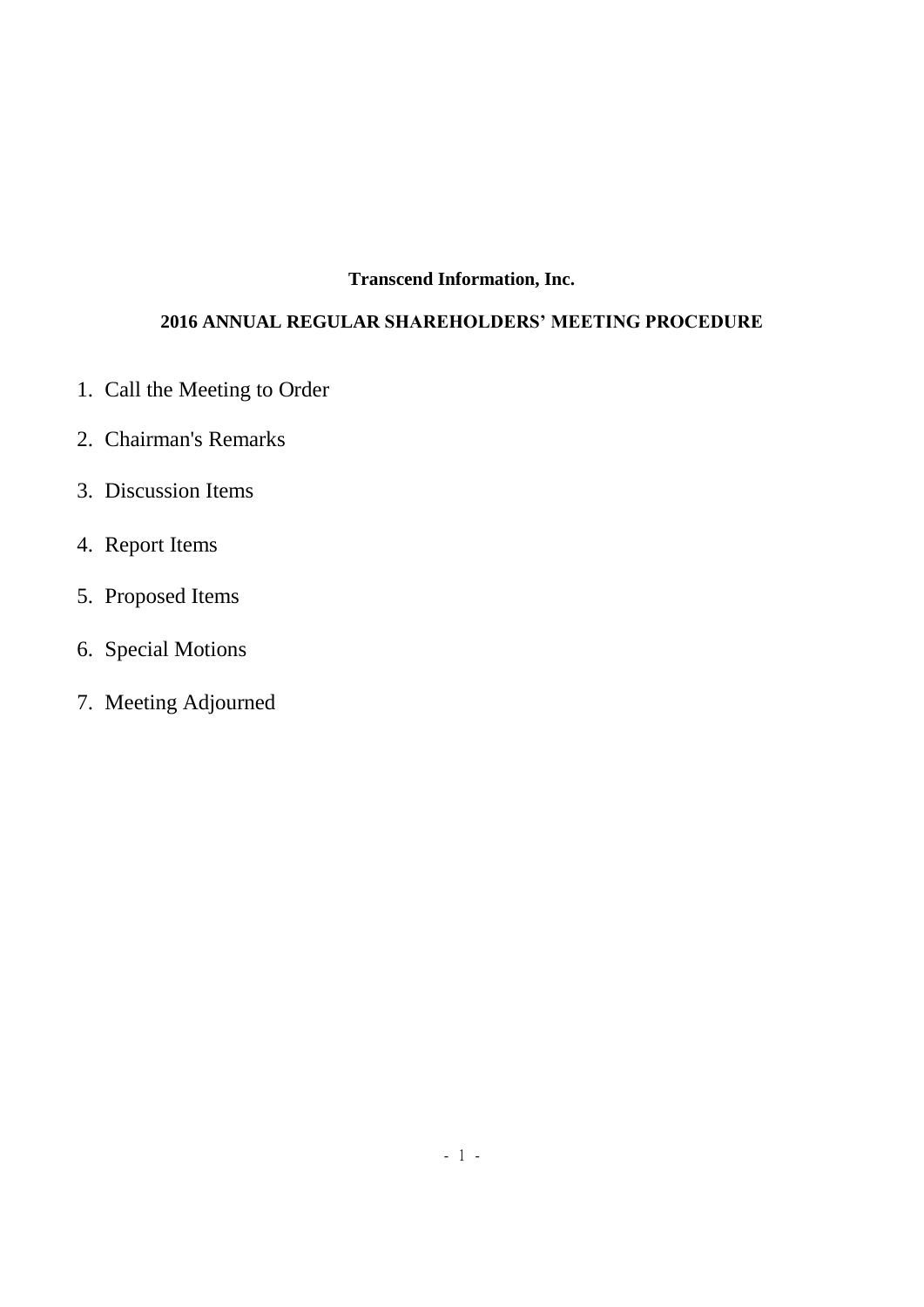# Transcend Information, Inc.

## 2016 ANNUAL REGULAR SHAREHOLDERS' MEETING PROCEDURE

1. Call the Meeting to Order
2. Chairman's Remarks
3. Discussion Items
4. Report Items
5. Proposed Items
6. Special Motions
7. Meeting Adjourned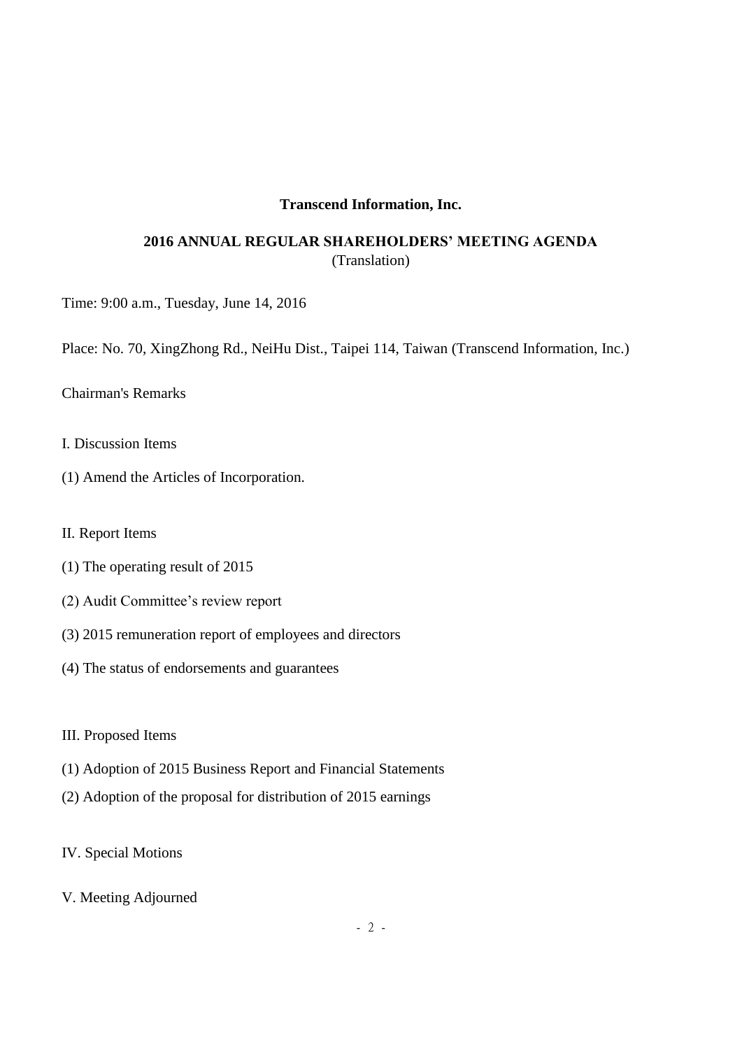# Transcend Information, Inc.

## 2016 ANNUAL REGULAR SHAREHOLDERS' MEETING AGENDA

(Translation)

Time: 9:00 a.m., Tuesday, June 14, 2016

Place: No. 70, XingZhong Rd., NeiHu Dist., Taipei 114, Taiwan (Transcend Information, Inc.)

Chairman's Remarks

I. Discussion Items

(1) Amend the Articles of Incorporation.

II. Report Items

(1) The operating result of 2015

(2) Audit Committee's review report

(3) 2015 remuneration report of employees and directors

(4) The status of endorsements and guarantees

III. Proposed Items

(1) Adoption of 2015 Business Report and Financial Statements

(2) Adoption of the proposal for distribution of 2015 earnings

IV. Special Motions

V. Meeting Adjourned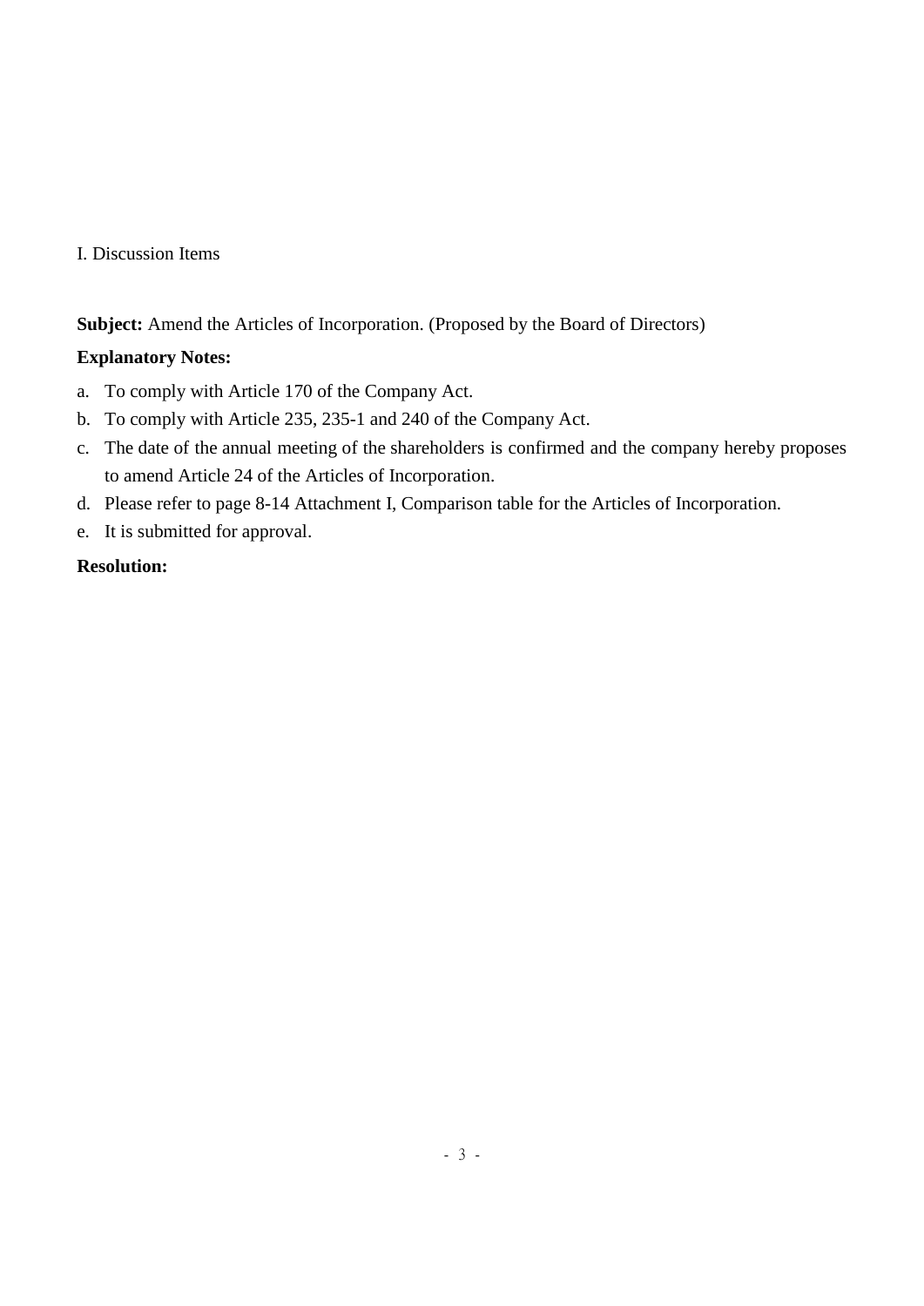I. Discussion Items

**Subject:** Amend the Articles of Incorporation. (Proposed by the Board of Directors)

**Explanatory Notes:**

a. To comply with Article 170 of the Company Act.
b. To comply with Article 235, 235-1 and 240 of the Company Act.
c. The date of the annual meeting of the shareholders is confirmed and the company hereby proposes to amend Article 24 of the Articles of Incorporation.
d. Please refer to page 8-14 Attachment I, Comparison table for the Articles of Incorporation.
e. It is submitted for approval.

**Resolution:**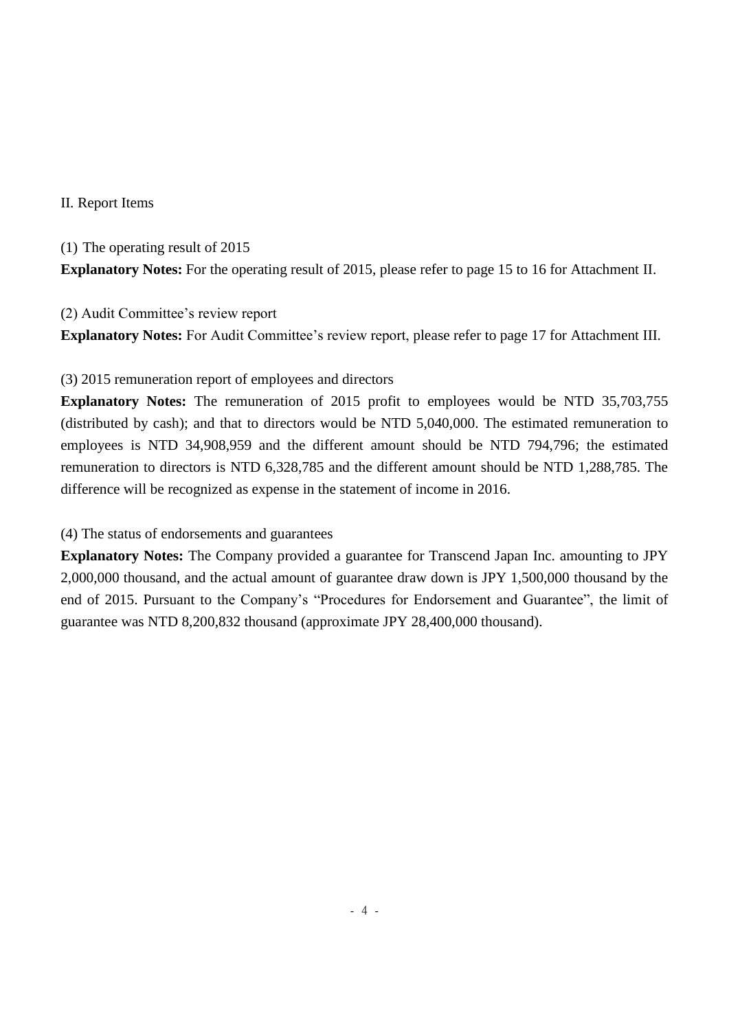## II. Report Items

### (1) The operating result of 2015

**Explanatory Notes:** For the operating result of 2015, please refer to page 15 to 16 for Attachment II.

### (2) Audit Committee's review report

**Explanatory Notes:** For Audit Committee's review report, please refer to page 17 for Attachment III.

### (3) 2015 remuneration report of employees and directors

**Explanatory Notes:** The remuneration of 2015 profit to employees would be NTD 35,703,755 (distributed by cash); and that to directors would be NTD 5,040,000. The estimated remuneration to employees is NTD 34,908,959 and the different amount should be NTD 794,796; the estimated remuneration to directors is NTD 6,328,785 and the different amount should be NTD 1,288,785. The difference will be recognized as expense in the statement of income in 2016.

### (4) The status of endorsements and guarantees

**Explanatory Notes:** The Company provided a guarantee for Transcend Japan Inc. amounting to JPY 2,000,000 thousand, and the actual amount of guarantee draw down is JPY 1,500,000 thousand by the end of 2015. Pursuant to the Company's "Procedures for Endorsement and Guarantee", the limit of guarantee was NTD 8,200,832 thousand (approximate JPY 28,400,000 thousand).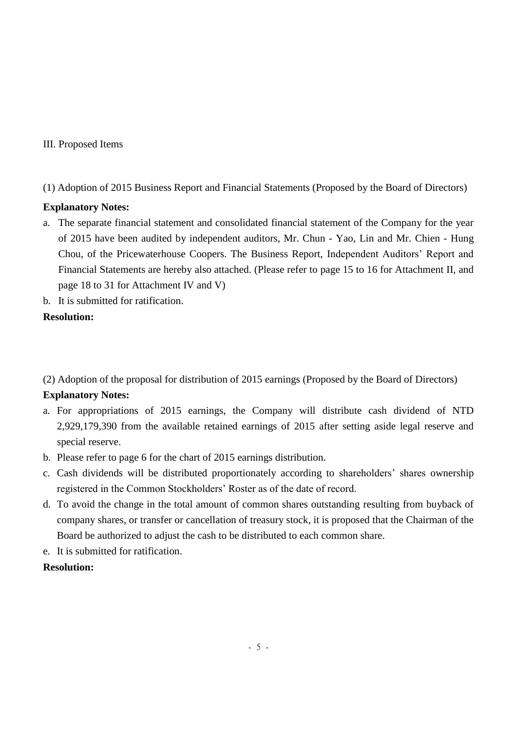## III. Proposed Items

### (1) Adoption of 2015 Business Report and Financial Statements (Proposed by the Board of Directors)

**Explanatory Notes:**

a. The separate financial statement and consolidated financial statement of the Company for the year of 2015 have been audited by independent auditors, Mr. Chun - Yao, Lin and Mr. Chien - Hung Chou, of the Pricewaterhouse Coopers. The Business Report, Independent Auditors' Report and Financial Statements are hereby also attached. (Please refer to page 15 to 16 for Attachment II, and page 18 to 31 for Attachment IV and V)

b. It is submitted for ratification.

**Resolution:**

### (2) Adoption of the proposal for distribution of 2015 earnings (Proposed by the Board of Directors)

**Explanatory Notes:**

a. For appropriations of 2015 earnings, the Company will distribute cash dividend of NTD 2,929,179,390 from the available retained earnings of 2015 after setting aside legal reserve and special reserve.

b. Please refer to page 6 for the chart of 2015 earnings distribution.

c. Cash dividends will be distributed proportionately according to shareholders' shares ownership registered in the Common Stockholders' Roster as of the date of record.

d. To avoid the change in the total amount of common shares outstanding resulting from buyback of company shares, or transfer or cancellation of treasury stock, it is proposed that the Chairman of the Board be authorized to adjust the cash to be distributed to each common share.

e. It is submitted for ratification.

**Resolution:**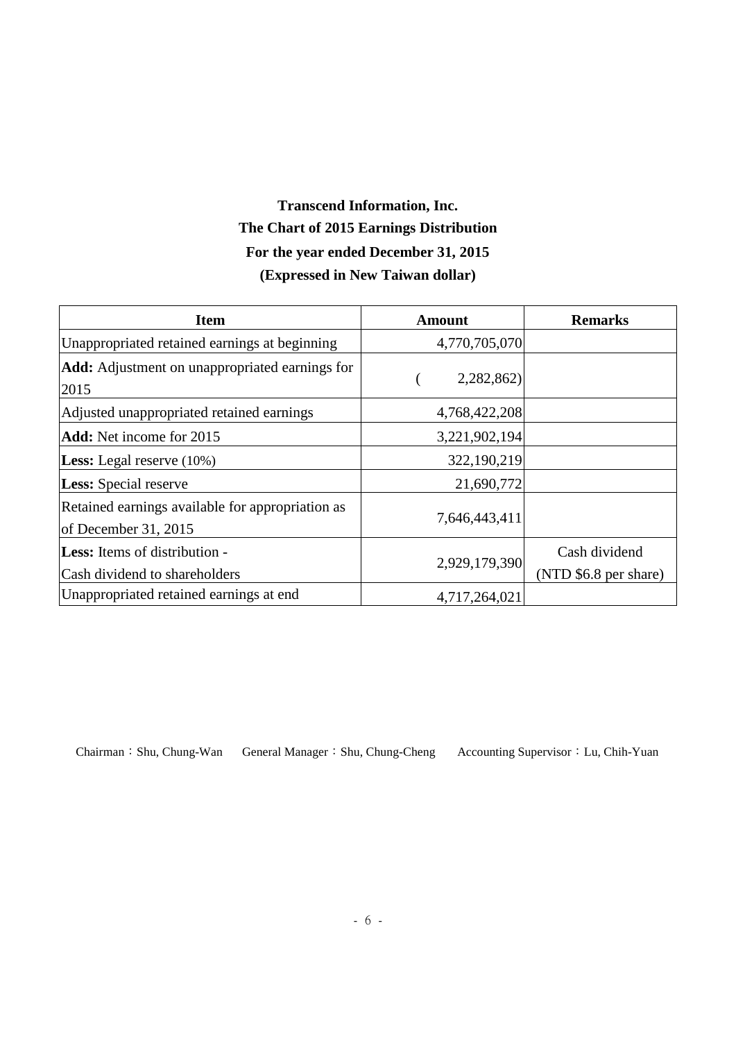**Transcend Information, Inc.**

**The Chart of 2015 Earnings Distribution**

**For the year ended December 31, 2015**

**(Expressed in New Taiwan dollar)**

| Item | Amount | Remarks |
|---|---|---|
| Unappropriated retained earnings at beginning | 4,770,705,070 | |
| **Add:** Adjustment on unappropriated earnings for 2015 | ( 2,282,862) | |
| Adjusted unappropriated retained earnings | 4,768,422,208 | |
| **Add:** Net income for 2015 | 3,221,902,194 | |
| **Less:** Legal reserve (10%) | 322,190,219 | |
| **Less:** Special reserve | 21,690,772 | |
| Retained earnings available for appropriation as of December 31, 2015 | 7,646,443,411 | |
| **Less:** Items of distribution - Cash dividend to shareholders | 2,929,179,390 | Cash dividend (NTD $6.8 per share) |
| Unappropriated retained earnings at end | 4,717,264,021 | |

Chairman：Shu, Chung-Wan General Manager：Shu, Chung-Cheng Accounting Supervisor：Lu, Chih-Yuan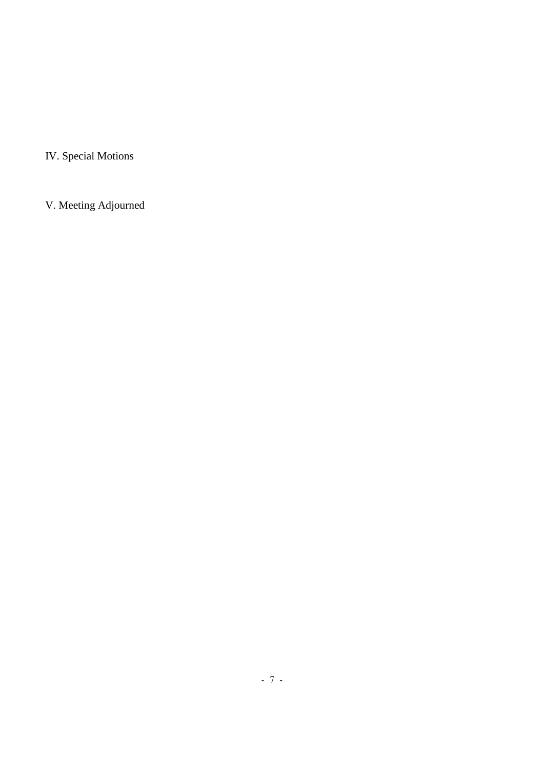IV. Special Motions

V. Meeting Adjourned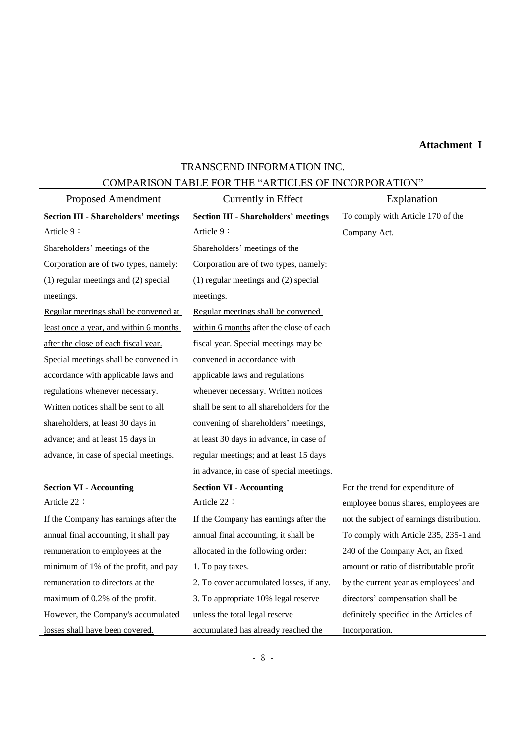**Attachment I**

TRANSCEND INFORMATION INC.

COMPARISON TABLE FOR THE "ARTICLES OF INCORPORATION"

| Proposed Amendment | Currently in Effect | Explanation |
|---|---|---|
| **Section III - Shareholders' meetings**<br>Article 9：<br>Shareholders' meetings of the Corporation are of two types, namely: (1) regular meetings and (2) special meetings.<br><u>Regular meetings shall be convened at least once a year, and within 6 months after the close of each fiscal year.</u> Special meetings shall be convened in accordance with applicable laws and regulations whenever necessary. Written notices shall be sent to all shareholders, at least 30 days in advance; and at least 15 days in advance, in case of special meetings. | **Section III - Shareholders' meetings**<br>Article 9：<br>Shareholders' meetings of the Corporation are of two types, namely: (1) regular meetings and (2) special meetings.<br><u>Regular meetings shall be convened within 6 months</u> after the close of each fiscal year. Special meetings may be convened in accordance with applicable laws and regulations whenever necessary. Written notices shall be sent to all shareholders for the convening of shareholders' meetings, at least 30 days in advance, in case of regular meetings; and at least 15 days in advance, in case of special meetings. | To comply with Article 170 of the Company Act. |
| **Section VI - Accounting**<br>Article 22：<br>If the Company has earnings after the annual final accounting, it <u>shall pay remuneration to employees at the minimum of 1% of the profit, and pay remuneration to directors at the maximum of 0.2% of the profit. However, the Company's accumulated losses shall have been covered.</u> | **Section VI - Accounting**<br>Article 22：<br>If the Company has earnings after the annual final accounting, it shall be allocated in the following order:<br>1. To pay taxes.<br>2. To cover accumulated losses, if any.<br>3. To appropriate 10% legal reserve unless the total legal reserve accumulated has already reached the | For the trend for expenditure of employee bonus shares, employees are not the subject of earnings distribution. To comply with Article 235, 235-1 and 240 of the Company Act, an fixed amount or ratio of distributable profit by the current year as employees' and directors' compensation shall be definitely specified in the Articles of Incorporation. |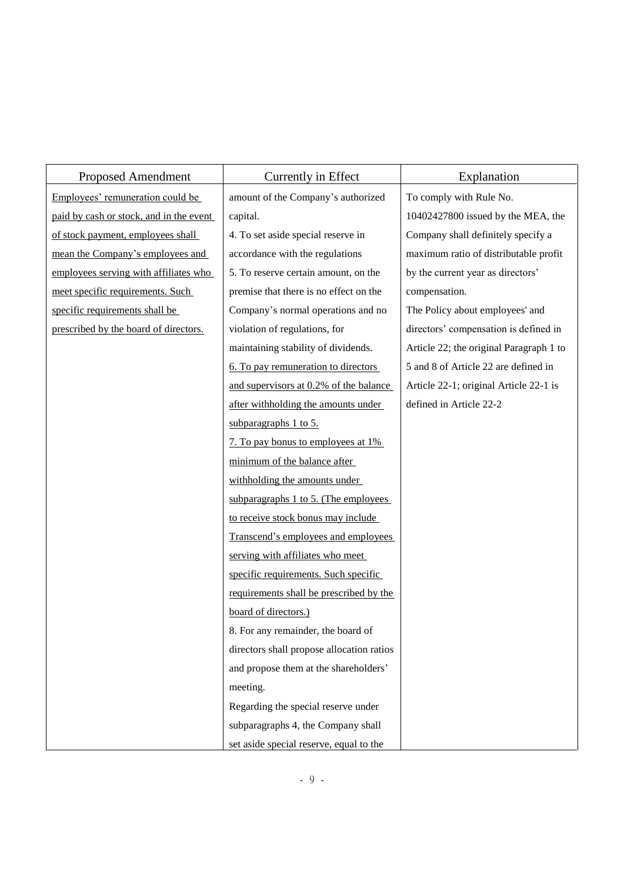| Proposed Amendment | Currently in Effect | Explanation |
|---|---|---|
| <u>Employees' remuneration could be paid by cash or stock, and in the event of stock payment, employees shall mean the Company's employees and employees serving with affiliates who meet specific requirements. Such specific requirements shall be prescribed by the board of directors.</u> | amount of the Company's authorized capital.<br>4. To set aside special reserve in accordance with the regulations<br>5. To reserve certain amount, on the premise that there is no effect on the Company's normal operations and no violation of regulations, for maintaining stability of dividends.<br><u>6. To pay remuneration to directors and supervisors at 0.2% of the balance after withholding the amounts under subparagraphs 1 to 5.</u><br><u>7. To pay bonus to employees at 1% minimum of the balance after withholding the amounts under subparagraphs 1 to 5. (The employees to receive stock bonus may include Transcend's employees and employees serving with affiliates who meet specific requirements. Such specific requirements shall be prescribed by the board of directors.)</u><br>8. For any remainder, the board of directors shall propose allocation ratios and propose them at the shareholders' meeting.<br>Regarding the special reserve under subparagraphs 4, the Company shall set aside special reserve, equal to the | To comply with Rule No. 10402427800 issued by the MEA, the Company shall definitely specify a maximum ratio of distributable profit by the current year as directors' compensation.<br>The Policy about employees' and directors' compensation is defined in Article 22; the original Paragraph 1 to 5 and 8 of Article 22 are defined in Article 22-1; original Article 22-1 is defined in Article 22-2 |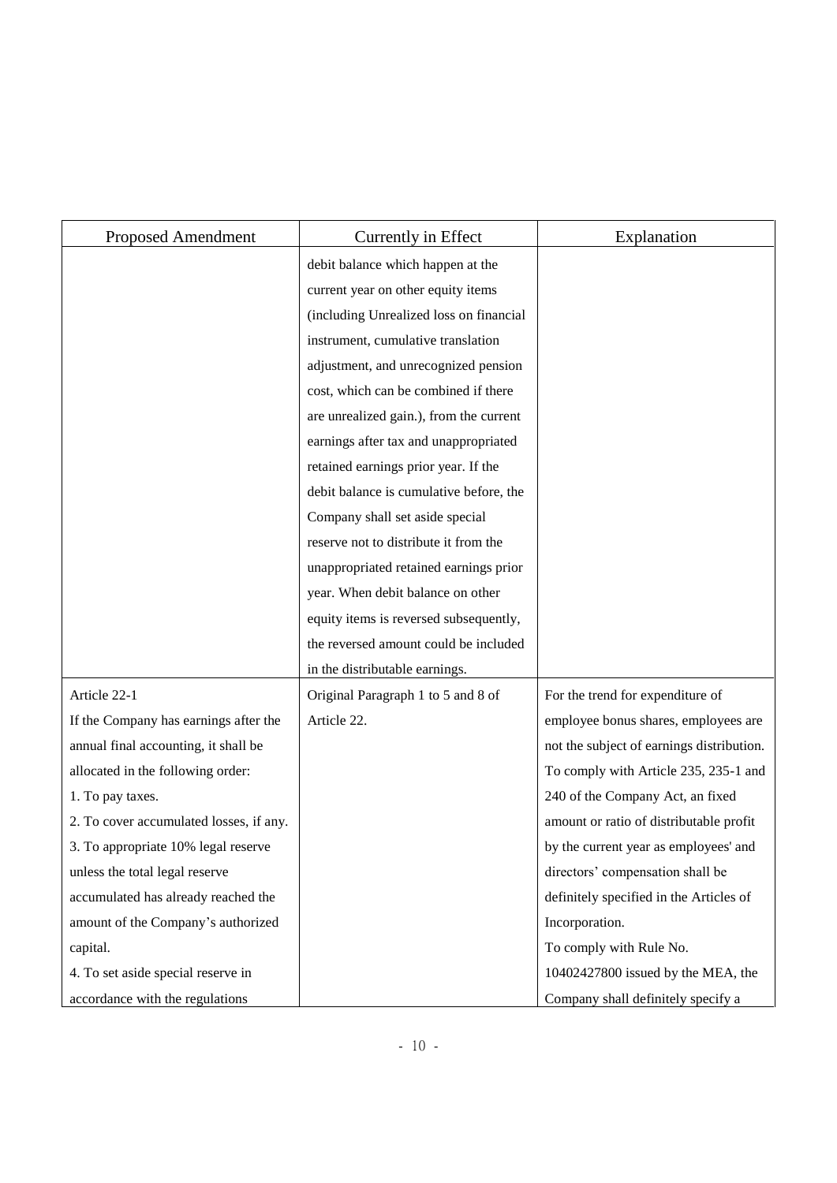| Proposed Amendment | Currently in Effect | Explanation |
| --- | --- | --- |
| | debit balance which happen at the current year on other equity items (including Unrealized loss on financial instrument, cumulative translation adjustment, and unrecognized pension cost, which can be combined if there are unrealized gain.), from the current earnings after tax and unappropriated retained earnings prior year. If the debit balance is cumulative before, the Company shall set aside special reserve not to distribute it from the unappropriated retained earnings prior year. When debit balance on other equity items is reversed subsequently, the reversed amount could be included in the distributable earnings. | |
| Article 22-1<br>If the Company has earnings after the annual final accounting, it shall be allocated in the following order:<br>1. To pay taxes.<br>2. To cover accumulated losses, if any.<br>3. To appropriate 10% legal reserve unless the total legal reserve accumulated has already reached the amount of the Company's authorized capital.<br>4. To set aside special reserve in accordance with the regulations | Original Paragraph 1 to 5 and 8 of Article 22. | For the trend for expenditure of employee bonus shares, employees are not the subject of earnings distribution. To comply with Article 235, 235-1 and 240 of the Company Act, an fixed amount or ratio of distributable profit by the current year as employees' and directors' compensation shall be definitely specified in the Articles of Incorporation.<br>To comply with Rule No. 10402427800 issued by the MEA, the Company shall definitely specify a |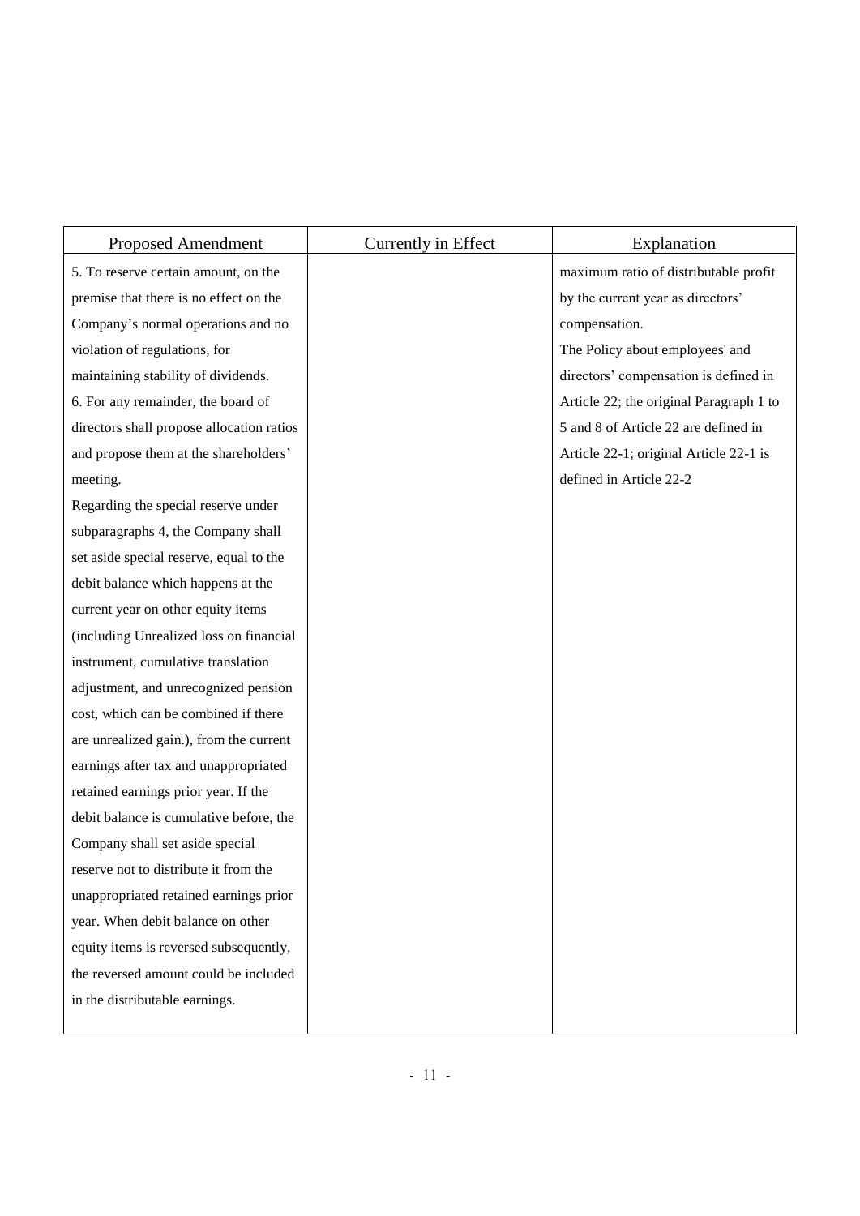| Proposed Amendment | Currently in Effect | Explanation |
| --- | --- | --- |
| 5. To reserve certain amount, on the premise that there is no effect on the Company's normal operations and no violation of regulations, for maintaining stability of dividends.<br>6. For any remainder, the board of directors shall propose allocation ratios and propose them at the shareholders' meeting.<br>Regarding the special reserve under subparagraphs 4, the Company shall set aside special reserve, equal to the debit balance which happens at the current year on other equity items (including Unrealized loss on financial instrument, cumulative translation adjustment, and unrecognized pension cost, which can be combined if there are unrealized gain.), from the current earnings after tax and unappropriated retained earnings prior year. If the debit balance is cumulative before, the Company shall set aside special reserve not to distribute it from the unappropriated retained earnings prior year. When debit balance on other equity items is reversed subsequently, the reversed amount could be included in the distributable earnings. | | maximum ratio of distributable profit by the current year as directors' compensation.<br>The Policy about employees' and directors' compensation is defined in Article 22; the original Paragraph 1 to 5 and 8 of Article 22 are defined in Article 22-1; original Article 22-1 is defined in Article 22-2 |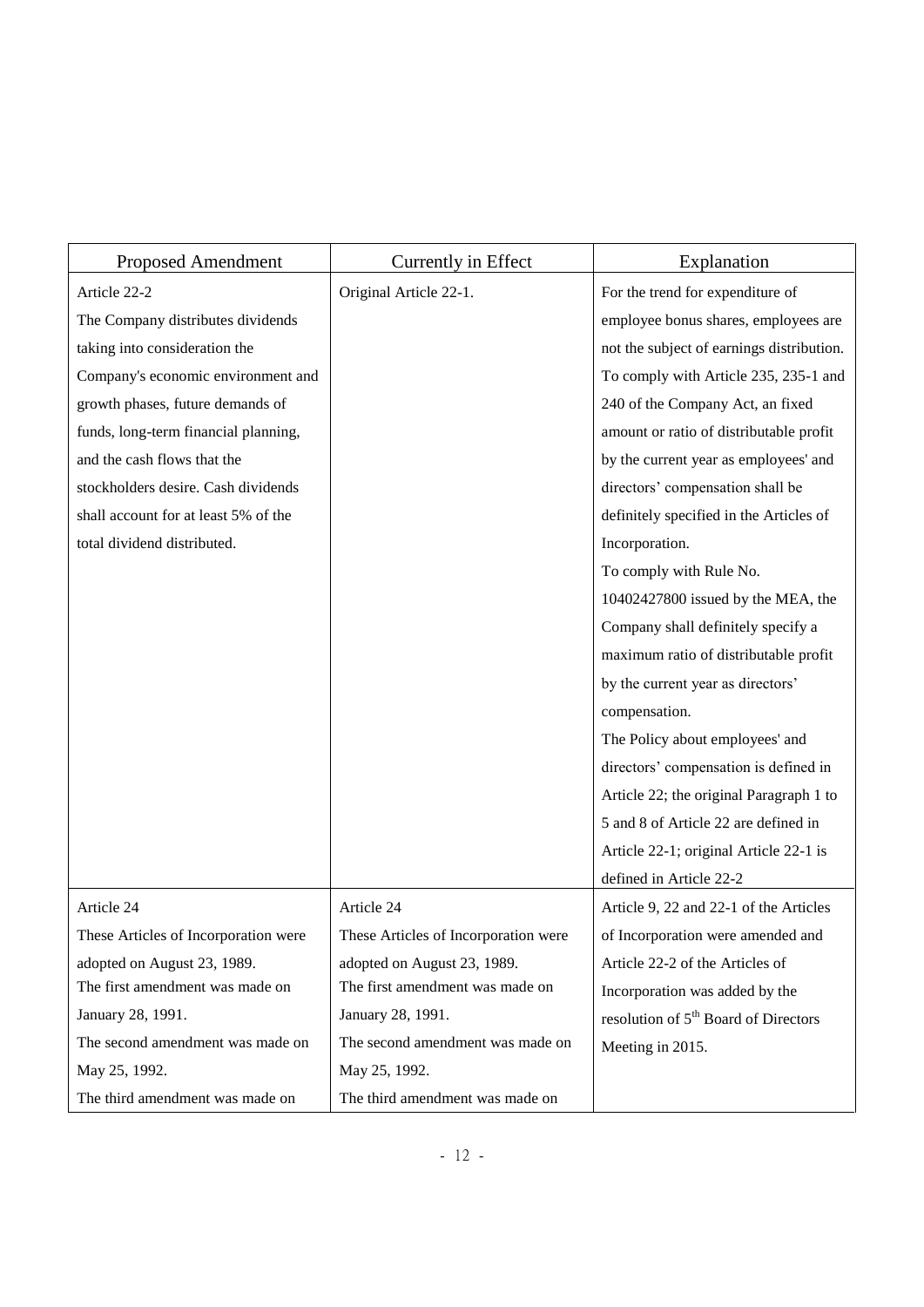| Proposed Amendment | Currently in Effect | Explanation |
| --- | --- | --- |
| Article 22-2<br>The Company distributes dividends taking into consideration the Company's economic environment and growth phases, future demands of funds, long-term financial planning, and the cash flows that the stockholders desire. Cash dividends shall account for at least 5% of the total dividend distributed. | Original Article 22-1. | For the trend for expenditure of employee bonus shares, employees are not the subject of earnings distribution. To comply with Article 235, 235-1 and 240 of the Company Act, an fixed amount or ratio of distributable profit by the current year as employees' and directors' compensation shall be definitely specified in the Articles of Incorporation.<br>To comply with Rule No. 10402427800 issued by the MEA, the Company shall definitely specify a maximum ratio of distributable profit by the current year as directors' compensation.<br>The Policy about employees' and directors' compensation is defined in Article 22; the original Paragraph 1 to 5 and 8 of Article 22 are defined in Article 22-1; original Article 22-1 is defined in Article 22-2 |
| Article 24<br>These Articles of Incorporation were adopted on August 23, 1989.<br>The first amendment was made on January 28, 1991.<br>The second amendment was made on May 25, 1992.<br>The third amendment was made on | Article 24<br>These Articles of Incorporation were adopted on August 23, 1989.<br>The first amendment was made on January 28, 1991.<br>The second amendment was made on May 25, 1992.<br>The third amendment was made on | Article 9, 22 and 22-1 of the Articles of Incorporation were amended and Article 22-2 of the Articles of Incorporation was added by the resolution of 5th Board of Directors Meeting in 2015. |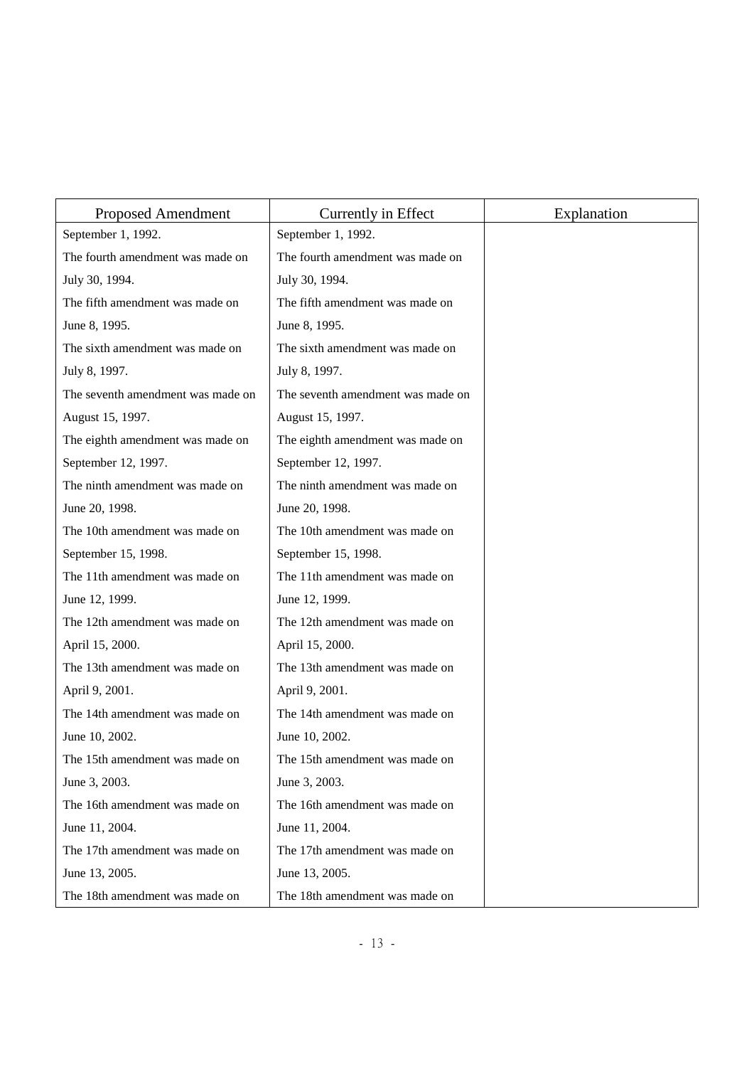| Proposed Amendment | Currently in Effect | Explanation |
| --- | --- | --- |
| September 1, 1992. | September 1, 1992. | |
| The fourth amendment was made on July 30, 1994. | The fourth amendment was made on July 30, 1994. | |
| The fifth amendment was made on June 8, 1995. | The fifth amendment was made on June 8, 1995. | |
| The sixth amendment was made on July 8, 1997. | The sixth amendment was made on July 8, 1997. | |
| The seventh amendment was made on August 15, 1997. | The seventh amendment was made on August 15, 1997. | |
| The eighth amendment was made on September 12, 1997. | The eighth amendment was made on September 12, 1997. | |
| The ninth amendment was made on June 20, 1998. | The ninth amendment was made on June 20, 1998. | |
| The 10th amendment was made on September 15, 1998. | The 10th amendment was made on September 15, 1998. | |
| The 11th amendment was made on June 12, 1999. | The 11th amendment was made on June 12, 1999. | |
| The 12th amendment was made on April 15, 2000. | The 12th amendment was made on April 15, 2000. | |
| The 13th amendment was made on April 9, 2001. | The 13th amendment was made on April 9, 2001. | |
| The 14th amendment was made on June 10, 2002. | The 14th amendment was made on June 10, 2002. | |
| The 15th amendment was made on June 3, 2003. | The 15th amendment was made on June 3, 2003. | |
| The 16th amendment was made on June 11, 2004. | The 16th amendment was made on June 11, 2004. | |
| The 17th amendment was made on June 13, 2005. | The 17th amendment was made on June 13, 2005. | |
| The 18th amendment was made on | The 18th amendment was made on | |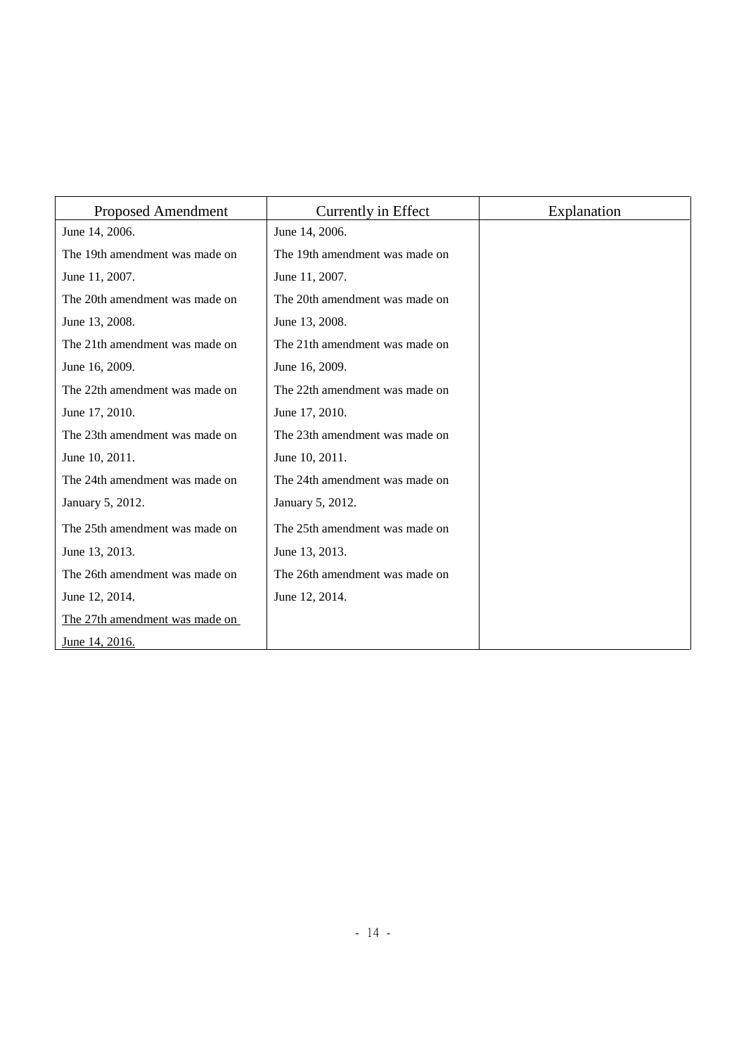| Proposed Amendment | Currently in Effect | Explanation |
|---|---|---|
| June 14, 2006.<br>The 19th amendment was made on June 11, 2007.<br>The 20th amendment was made on June 13, 2008.<br>The 21th amendment was made on June 16, 2009.<br>The 22th amendment was made on June 17, 2010.<br>The 23th amendment was made on June 10, 2011.<br>The 24th amendment was made on January 5, 2012.<br>The 25th amendment was made on June 13, 2013.<br>The 26th amendment was made on June 12, 2014.<br>The 27th amendment was made on June 14, 2016. | June 14, 2006.<br>The 19th amendment was made on June 11, 2007.<br>The 20th amendment was made on June 13, 2008.<br>The 21th amendment was made on June 16, 2009.<br>The 22th amendment was made on June 17, 2010.<br>The 23th amendment was made on June 10, 2011.<br>The 24th amendment was made on January 5, 2012.<br>The 25th amendment was made on June 13, 2013.<br>The 26th amendment was made on June 12, 2014. | |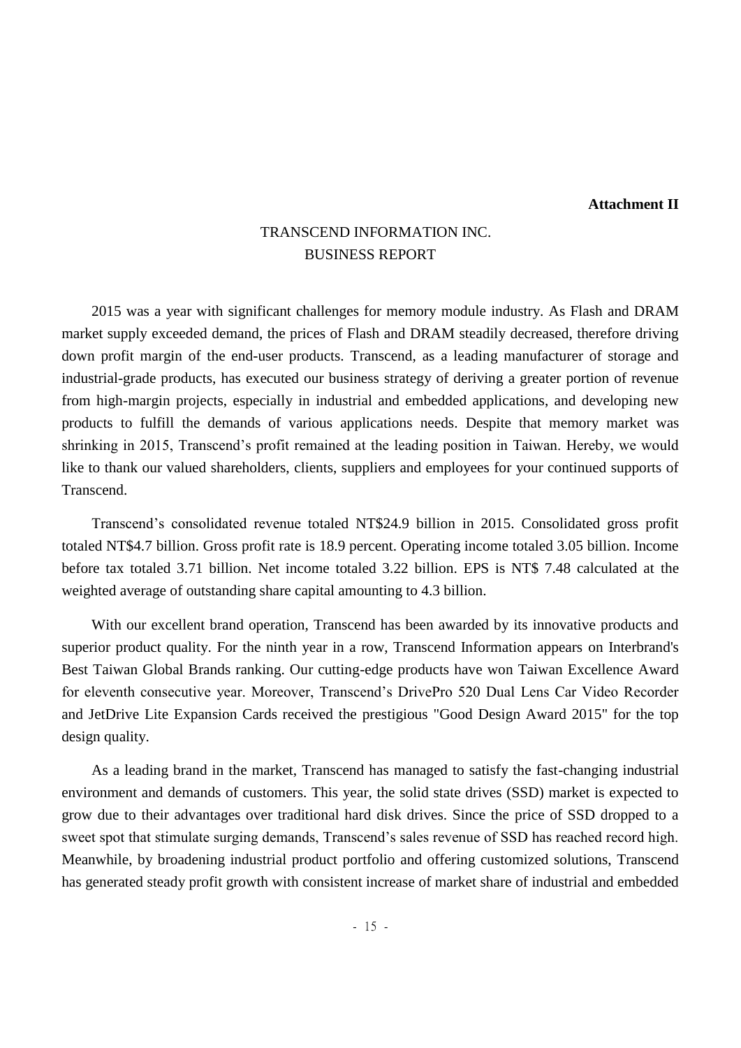**Attachment II**

# TRANSCEND INFORMATION INC.
## BUSINESS REPORT

2015 was a year with significant challenges for memory module industry. As Flash and DRAM market supply exceeded demand, the prices of Flash and DRAM steadily decreased, therefore driving down profit margin of the end-user products. Transcend, as a leading manufacturer of storage and industrial-grade products, has executed our business strategy of deriving a greater portion of revenue from high-margin projects, especially in industrial and embedded applications, and developing new products to fulfill the demands of various applications needs. Despite that memory market was shrinking in 2015, Transcend's profit remained at the leading position in Taiwan. Hereby, we would like to thank our valued shareholders, clients, suppliers and employees for your continued supports of Transcend.

Transcend's consolidated revenue totaled NT$24.9 billion in 2015. Consolidated gross profit totaled NT$4.7 billion. Gross profit rate is 18.9 percent. Operating income totaled 3.05 billion. Income before tax totaled 3.71 billion. Net income totaled 3.22 billion. EPS is NT$ 7.48 calculated at the weighted average of outstanding share capital amounting to 4.3 billion.

With our excellent brand operation, Transcend has been awarded by its innovative products and superior product quality. For the ninth year in a row, Transcend Information appears on Interbrand's Best Taiwan Global Brands ranking. Our cutting-edge products have won Taiwan Excellence Award for eleventh consecutive year. Moreover, Transcend's DrivePro 520 Dual Lens Car Video Recorder and JetDrive Lite Expansion Cards received the prestigious "Good Design Award 2015" for the top design quality.

As a leading brand in the market, Transcend has managed to satisfy the fast-changing industrial environment and demands of customers. This year, the solid state drives (SSD) market is expected to grow due to their advantages over traditional hard disk drives. Since the price of SSD dropped to a sweet spot that stimulate surging demands, Transcend's sales revenue of SSD has reached record high. Meanwhile, by broadening industrial product portfolio and offering customized solutions, Transcend has generated steady profit growth with consistent increase of market share of industrial and embedded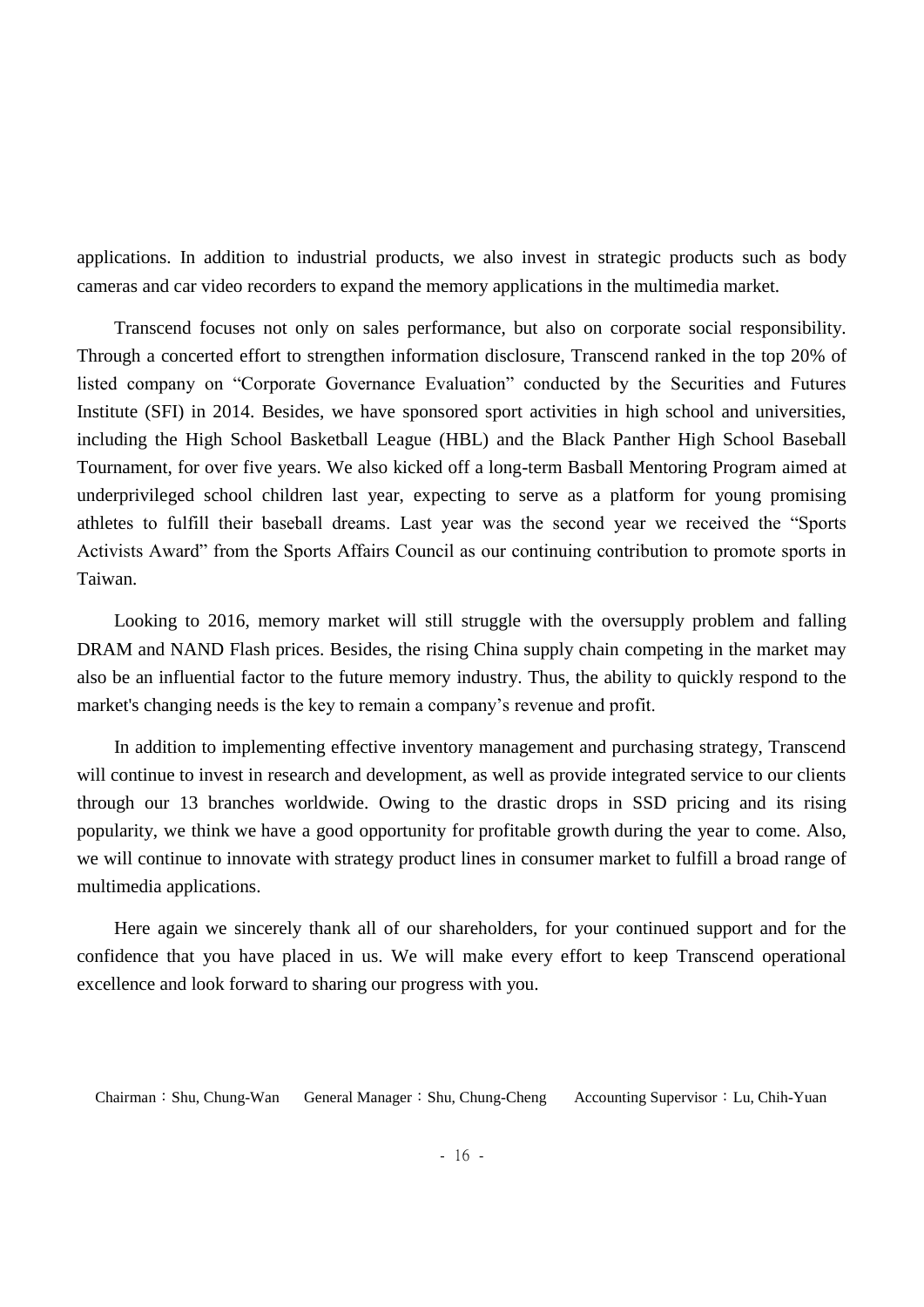applications. In addition to industrial products, we also invest in strategic products such as body cameras and car video recorders to expand the memory applications in the multimedia market.

Transcend focuses not only on sales performance, but also on corporate social responsibility. Through a concerted effort to strengthen information disclosure, Transcend ranked in the top 20% of listed company on “Corporate Governance Evaluation” conducted by the Securities and Futures Institute (SFI) in 2014. Besides, we have sponsored sport activities in high school and universities, including the High School Basketball League (HBL) and the Black Panther High School Baseball Tournament, for over five years. We also kicked off a long-term Basball Mentoring Program aimed at underprivileged school children last year, expecting to serve as a platform for young promising athletes to fulfill their baseball dreams. Last year was the second year we received the “Sports Activists Award” from the Sports Affairs Council as our continuing contribution to promote sports in Taiwan.

Looking to 2016, memory market will still struggle with the oversupply problem and falling DRAM and NAND Flash prices. Besides, the rising China supply chain competing in the market may also be an influential factor to the future memory industry. Thus, the ability to quickly respond to the market's changing needs is the key to remain a company’s revenue and profit.

In addition to implementing effective inventory management and purchasing strategy, Transcend will continue to invest in research and development, as well as provide integrated service to our clients through our 13 branches worldwide. Owing to the drastic drops in SSD pricing and its rising popularity, we think we have a good opportunity for profitable growth during the year to come. Also, we will continue to innovate with strategy product lines in consumer market to fulfill a broad range of multimedia applications.

Here again we sincerely thank all of our shareholders, for your continued support and for the confidence that you have placed in us. We will make every effort to keep Transcend operational excellence and look forward to sharing our progress with you.

Chairman：Shu, Chung-Wan General Manager：Shu, Chung-Cheng Accounting Supervisor：Lu, Chih-Yuan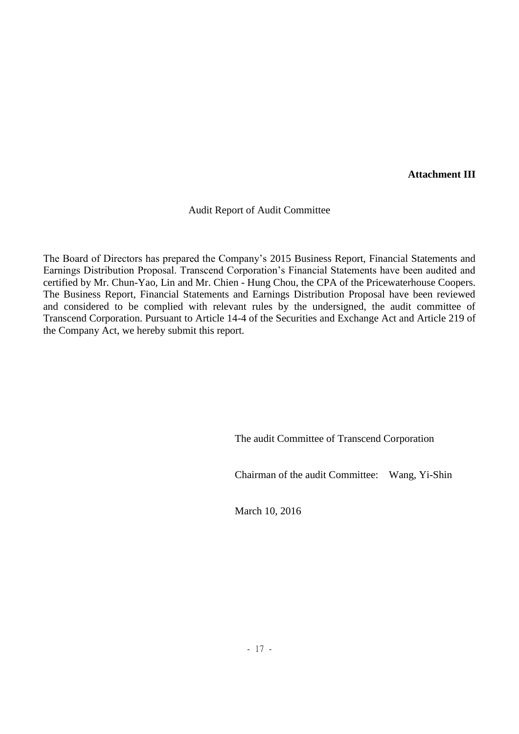**Attachment III**

Audit Report of Audit Committee

The Board of Directors has prepared the Company's 2015 Business Report, Financial Statements and Earnings Distribution Proposal. Transcend Corporation's Financial Statements have been audited and certified by Mr. Chun-Yao, Lin and Mr. Chien - Hung Chou, the CPA of the Pricewaterhouse Coopers. The Business Report, Financial Statements and Earnings Distribution Proposal have been reviewed and considered to be complied with relevant rules by the undersigned, the audit committee of Transcend Corporation. Pursuant to Article 14-4 of the Securities and Exchange Act and Article 219 of the Company Act, we hereby submit this report.

The audit Committee of Transcend Corporation

Chairman of the audit Committee: Wang, Yi-Shin

March 10, 2016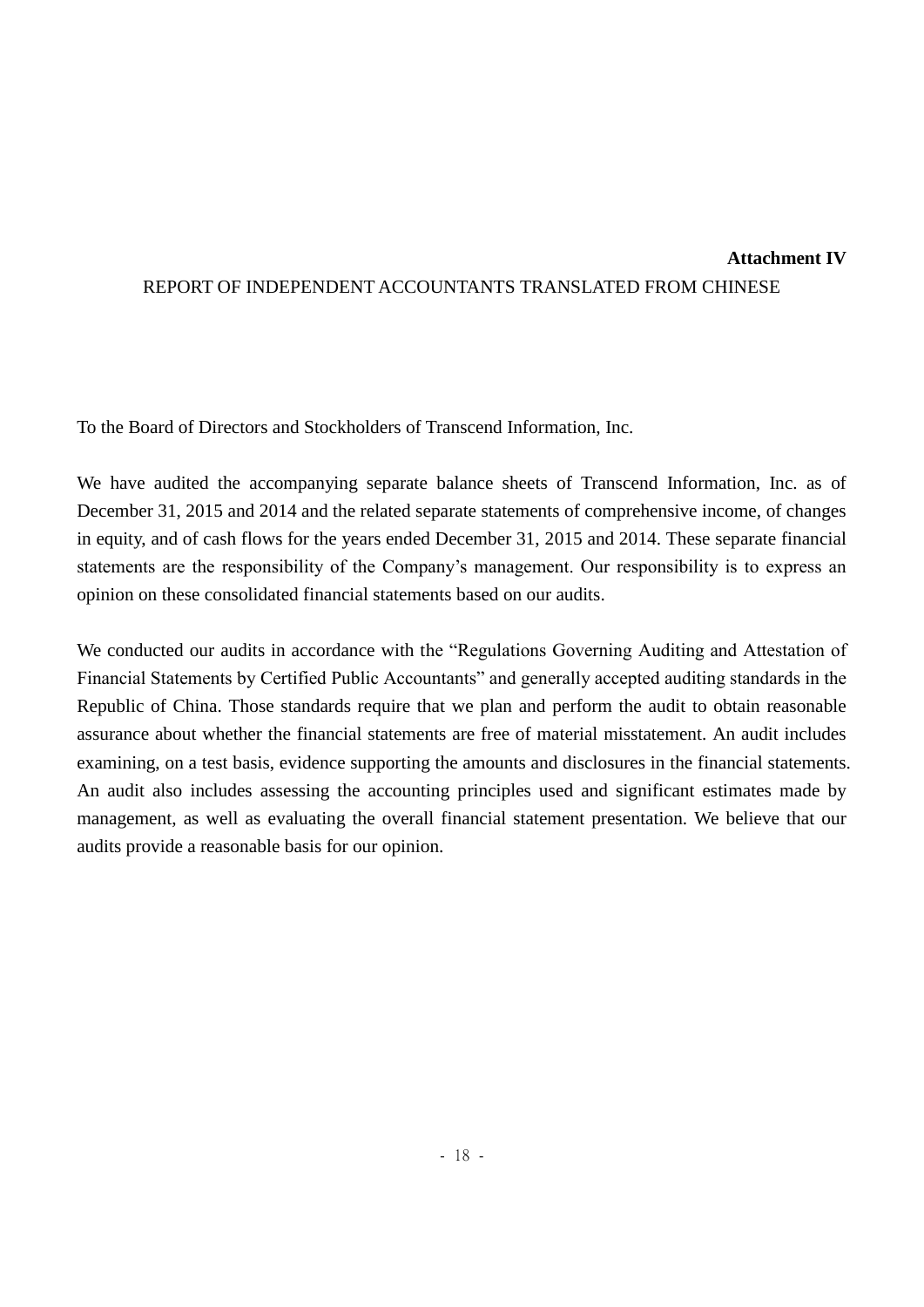**Attachment IV**

REPORT OF INDEPENDENT ACCOUNTANTS TRANSLATED FROM CHINESE

To the Board of Directors and Stockholders of Transcend Information, Inc.

We have audited the accompanying separate balance sheets of Transcend Information, Inc. as of December 31, 2015 and 2014 and the related separate statements of comprehensive income, of changes in equity, and of cash flows for the years ended December 31, 2015 and 2014. These separate financial statements are the responsibility of the Company's management. Our responsibility is to express an opinion on these consolidated financial statements based on our audits.

We conducted our audits in accordance with the "Regulations Governing Auditing and Attestation of Financial Statements by Certified Public Accountants" and generally accepted auditing standards in the Republic of China. Those standards require that we plan and perform the audit to obtain reasonable assurance about whether the financial statements are free of material misstatement. An audit includes examining, on a test basis, evidence supporting the amounts and disclosures in the financial statements. An audit also includes assessing the accounting principles used and significant estimates made by management, as well as evaluating the overall financial statement presentation. We believe that our audits provide a reasonable basis for our opinion.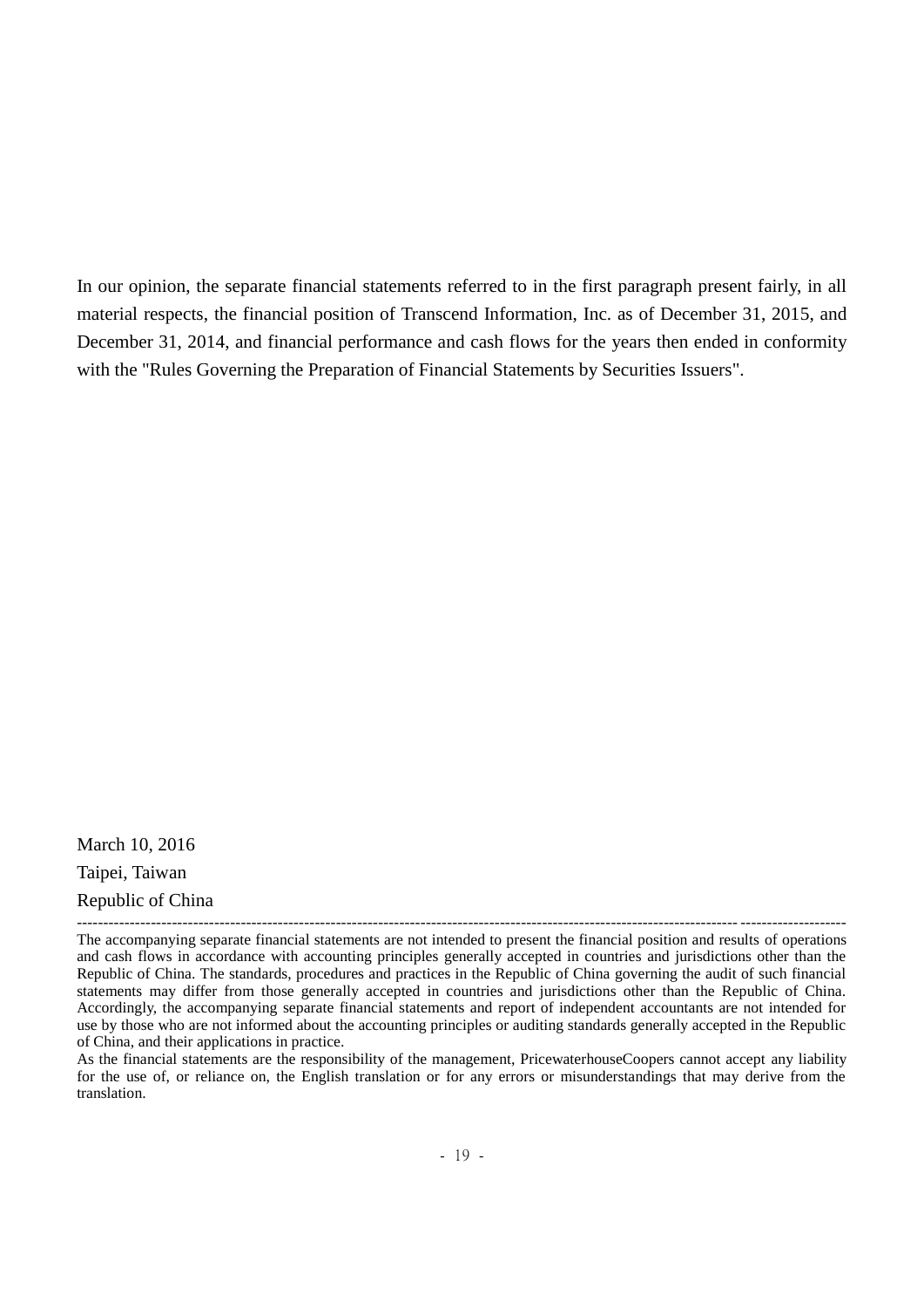In our opinion, the separate financial statements referred to in the first paragraph present fairly, in all material respects, the financial position of Transcend Information, Inc. as of December 31, 2015, and December 31, 2014, and financial performance and cash flows for the years then ended in conformity with the "Rules Governing the Preparation of Financial Statements by Securities Issuers".

March 10, 2016

Taipei, Taiwan

Republic of China

---

The accompanying separate financial statements are not intended to present the financial position and results of operations and cash flows in accordance with accounting principles generally accepted in countries and jurisdictions other than the Republic of China. The standards, procedures and practices in the Republic of China governing the audit of such financial statements may differ from those generally accepted in countries and jurisdictions other than the Republic of China. Accordingly, the accompanying separate financial statements and report of independent accountants are not intended for use by those who are not informed about the accounting principles or auditing standards generally accepted in the Republic of China, and their applications in practice.

As the financial statements are the responsibility of the management, PricewaterhouseCoopers cannot accept any liability for the use of, or reliance on, the English translation or for any errors or misunderstandings that may derive from the translation.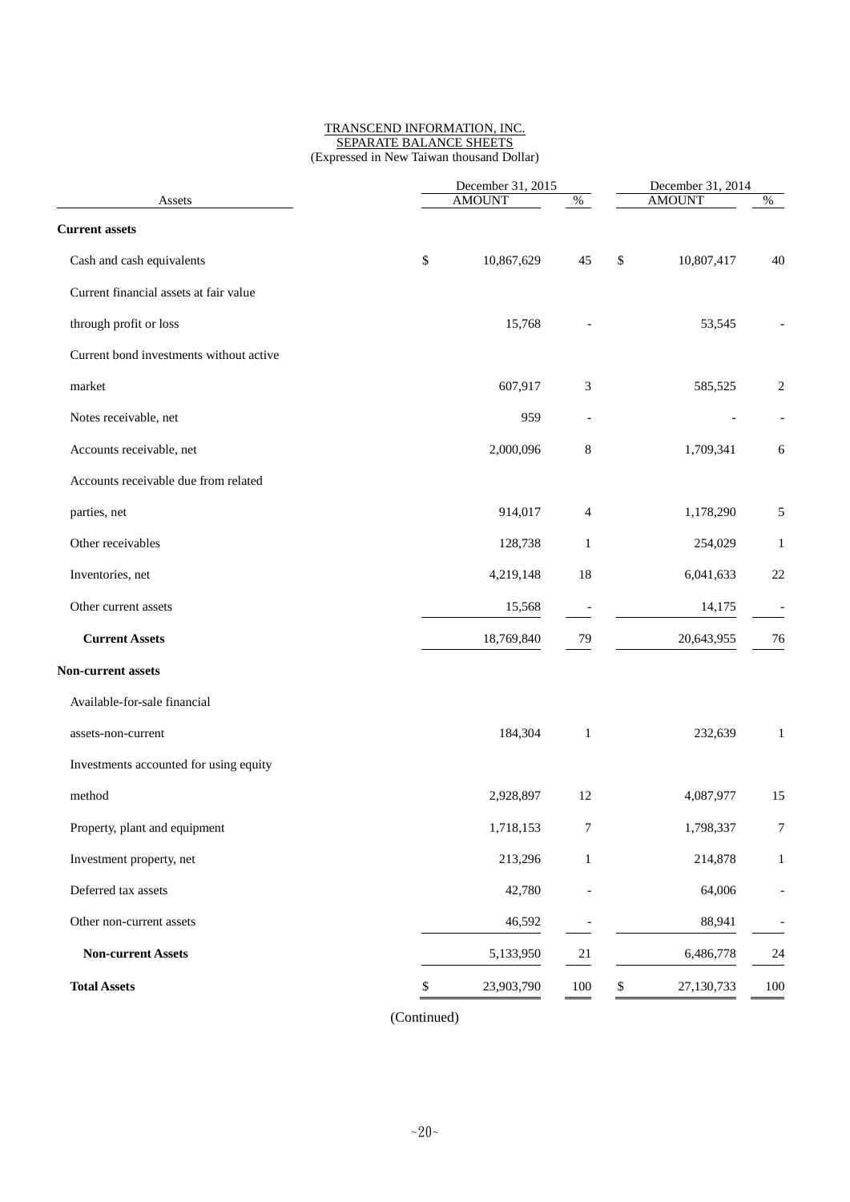TRANSCEND INFORMATION, INC.
SEPARATE BALANCE SHEETS
(Expressed in New Taiwan thousand Dollar)

| Assets | December 31, 2015 AMOUNT | % | December 31, 2014 AMOUNT | % |
|---|---|---|---|---|
| **Current assets** | | | | |
| Cash and cash equivalents | $ 10,867,629 | 45 | $ 10,807,417 | 40 |
| Current financial assets at fair value through profit or loss | 15,768 | - | 53,545 | - |
| Current bond investments without active market | 607,917 | 3 | 585,525 | 2 |
| Notes receivable, net | 959 | - | - | - |
| Accounts receivable, net | 2,000,096 | 8 | 1,709,341 | 6 |
| Accounts receivable due from related parties, net | 914,017 | 4 | 1,178,290 | 5 |
| Other receivables | 128,738 | 1 | 254,029 | 1 |
| Inventories, net | 4,219,148 | 18 | 6,041,633 | 22 |
| Other current assets | 15,568 | - | 14,175 | - |
| **Current Assets** | 18,769,840 | 79 | 20,643,955 | 76 |
| **Non-current assets** | | | | |
| Available-for-sale financial assets-non-current | 184,304 | 1 | 232,639 | 1 |
| Investments accounted for using equity method | 2,928,897 | 12 | 4,087,977 | 15 |
| Property, plant and equipment | 1,718,153 | 7 | 1,798,337 | 7 |
| Investment property, net | 213,296 | 1 | 214,878 | 1 |
| Deferred tax assets | 42,780 | - | 64,006 | - |
| Other non-current assets | 46,592 | - | 88,941 | - |
| **Non-current Assets** | 5,133,950 | 21 | 6,486,778 | 24 |
| **Total Assets** | $ 23,903,790 | 100 | $ 27,130,733 | 100 |

(Continued)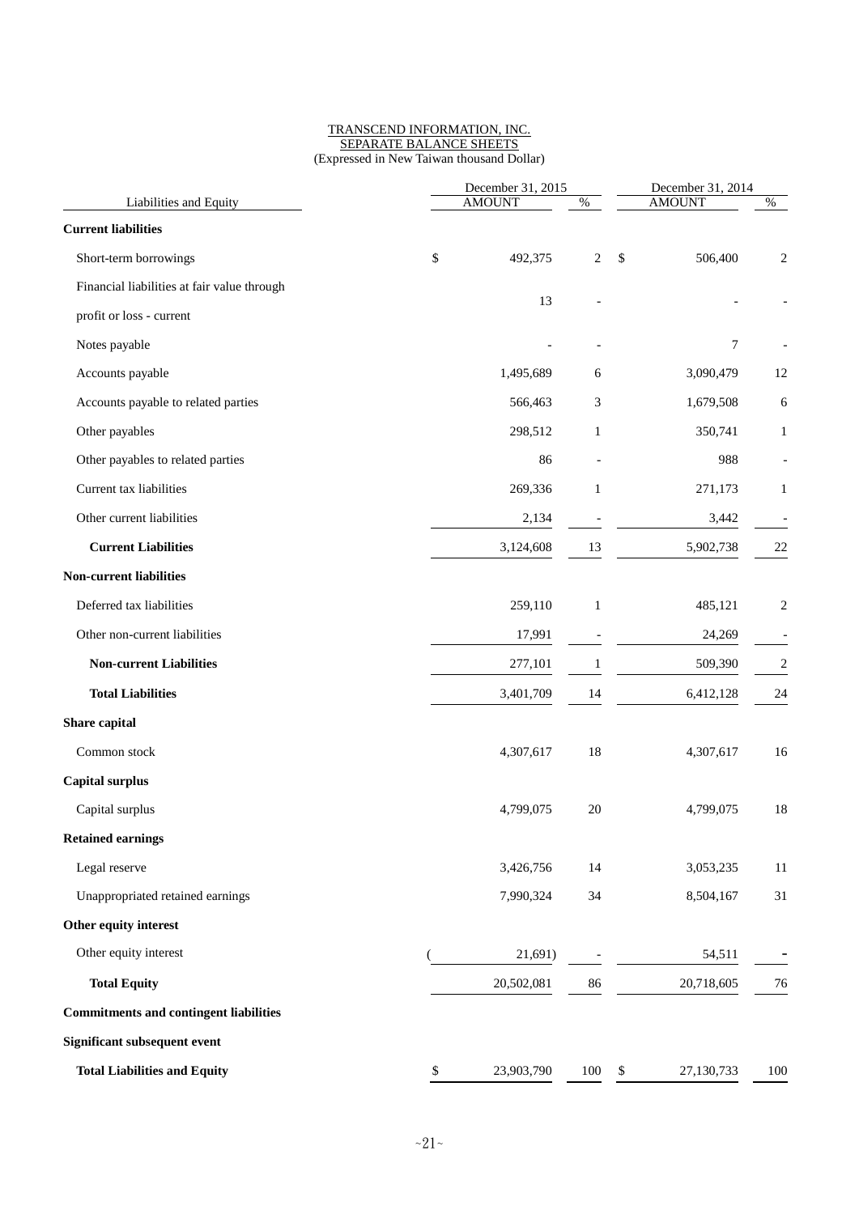TRANSCEND INFORMATION, INC.
SEPARATE BALANCE SHEETS
(Expressed in New Taiwan thousand Dollar)

| Liabilities and Equity | December 31, 2015 AMOUNT | % | December 31, 2014 AMOUNT | % |
|---|---|---|---|---|
| **Current liabilities** | | | | |
| Short-term borrowings | $ 492,375 | 2 | $ 506,400 | 2 |
| Financial liabilities at fair value through profit or loss - current | 13 | - | - | - |
| Notes payable | - | - | 7 | - |
| Accounts payable | 1,495,689 | 6 | 3,090,479 | 12 |
| Accounts payable to related parties | 566,463 | 3 | 1,679,508 | 6 |
| Other payables | 298,512 | 1 | 350,741 | 1 |
| Other payables to related parties | 86 | - | 988 | - |
| Current tax liabilities | 269,336 | 1 | 271,173 | 1 |
| Other current liabilities | 2,134 | - | 3,442 | - |
| **Current Liabilities** | 3,124,608 | 13 | 5,902,738 | 22 |
| **Non-current liabilities** | | | | |
| Deferred tax liabilities | 259,110 | 1 | 485,121 | 2 |
| Other non-current liabilities | 17,991 | - | 24,269 | - |
| **Non-current Liabilities** | 277,101 | 1 | 509,390 | 2 |
| **Total Liabilities** | 3,401,709 | 14 | 6,412,128 | 24 |
| **Share capital** | | | | |
| Common stock | 4,307,617 | 18 | 4,307,617 | 16 |
| **Capital surplus** | | | | |
| Capital surplus | 4,799,075 | 20 | 4,799,075 | 18 |
| **Retained earnings** | | | | |
| Legal reserve | 3,426,756 | 14 | 3,053,235 | 11 |
| Unappropriated retained earnings | 7,990,324 | 34 | 8,504,167 | 31 |
| **Other equity interest** | | | | |
| Other equity interest | ( 21,691) | - | 54,511 | - |
| **Total Equity** | 20,502,081 | 86 | 20,718,605 | 76 |
| **Commitments and contingent liabilities** | | | | |
| **Significant subsequent event** | | | | |
| **Total Liabilities and Equity** | $ 23,903,790 | 100 | $ 27,130,733 | 100 |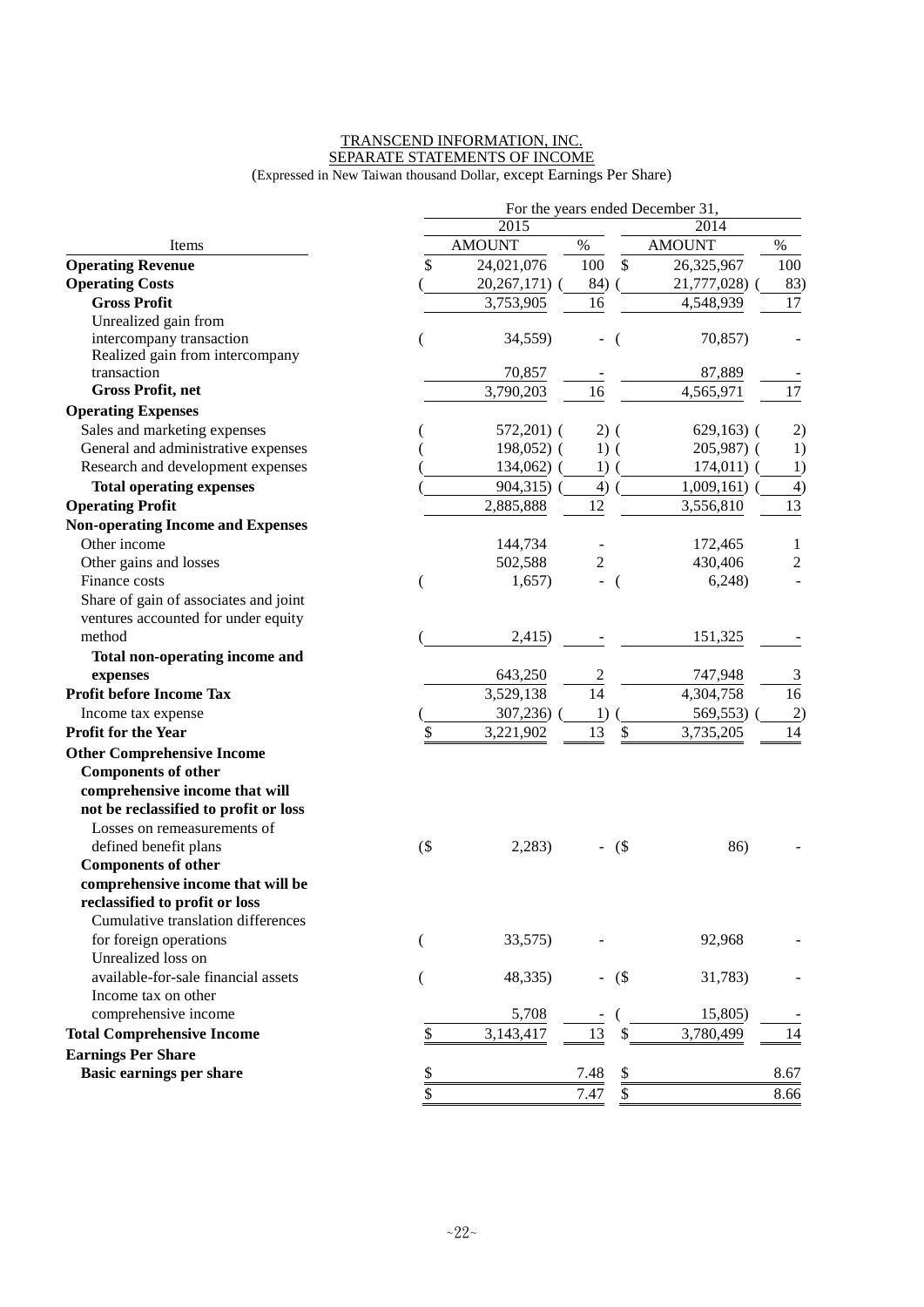TRANSCEND INFORMATION, INC.
SEPARATE STATEMENTS OF INCOME
(Expressed in New Taiwan thousand Dollar, except Earnings Per Share)

| Items | For the years ended December 31, 2015 AMOUNT | % | 2014 AMOUNT | % |
|---|---|---|---|---|
| **Operating Revenue** | $ 24,021,076 | 100 | $ 26,325,967 | 100 |
| **Operating Costs** | ( 20,267,171) | ( 84) | ( 21,777,028) | ( 83) |
| **Gross Profit** | 3,753,905 | 16 | 4,548,939 | 17 |
| Unrealized gain from intercompany transaction | ( 34,559) | - | ( 70,857) | - |
| Realized gain from intercompany transaction | 70,857 | - | 87,889 | - |
| **Gross Profit, net** | 3,790,203 | 16 | 4,565,971 | 17 |
| **Operating Expenses** | | | | |
| Sales and marketing expenses | ( 572,201) | ( 2) | ( 629,163) | ( 2) |
| General and administrative expenses | ( 198,052) | ( 1) | ( 205,987) | ( 1) |
| Research and development expenses | ( 134,062) | ( 1) | ( 174,011) | ( 1) |
| **Total operating expenses** | ( 904,315) | ( 4) | ( 1,009,161) | ( 4) |
| **Operating Profit** | 2,885,888 | 12 | 3,556,810 | 13 |
| **Non-operating Income and Expenses** | | | | |
| Other income | 144,734 | - | 172,465 | 1 |
| Other gains and losses | 502,588 | 2 | 430,406 | 2 |
| Finance costs | ( 1,657) | - | ( 6,248) | - |
| Share of gain of associates and joint ventures accounted for under equity method | ( 2,415) | - | 151,325 | - |
| **Total non-operating income and expenses** | 643,250 | 2 | 747,948 | 3 |
| **Profit before Income Tax** | 3,529,138 | 14 | 4,304,758 | 16 |
| Income tax expense | ( 307,236) | ( 1) | ( 569,553) | ( 2) |
| **Profit for the Year** | $ 3,221,902 | 13 | $ 3,735,205 | 14 |
| **Other Comprehensive Income** | | | | |
| **Components of other comprehensive income that will not be reclassified to profit or loss** | | | | |
| Losses on remeasurements of defined benefit plans | ($ 2,283) | - | ($ 86) | - |
| **Components of other comprehensive income that will be reclassified to profit or loss** | | | | |
| Cumulative translation differences for foreign operations | ( 33,575) | - | 92,968 | - |
| Unrealized loss on available-for-sale financial assets | ( 48,335) | - | ($ 31,783) | - |
| Income tax on other comprehensive income | 5,708 | - | ( 15,805) | - |
| **Total Comprehensive Income** | $ 3,143,417 | 13 | $ 3,780,499 | 14 |
| **Earnings Per Share** | | | | |
| **Basic earnings per share** | $ | 7.48 | $ | 8.67 |
| | $ | 7.47 | $ | 8.66 |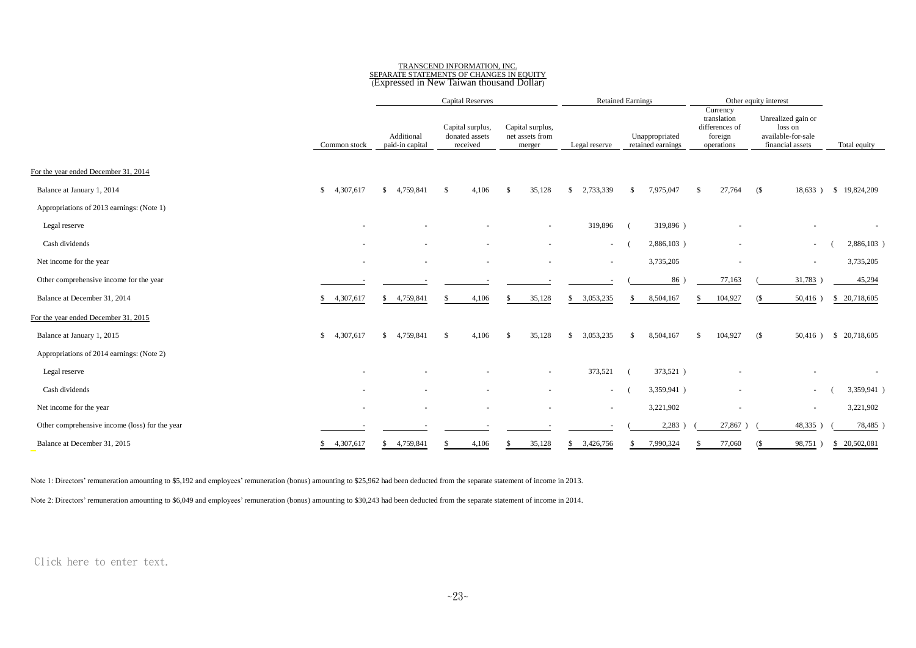TRANSCEND INFORMATION, INC.
SEPARATE STATEMENTS OF CHANGES IN EQUITY
(Expressed in New Taiwan thousand Dollar)

| | | Capital Reserves | | | Retained Earnings | | Other equity interest | | |
|---|---|---|---|---|---|---|---|---|---|
| | Common stock | Additional paid-in capital | Capital surplus, donated assets received | Capital surplus, net assets from merger | Legal reserve | Unappropriated retained earnings | Currency translation differences of foreign operations | Unrealized gain or loss on available-for-sale financial assets | Total equity |
| For the year ended December 31, 2014 | | | | | | | | | |
| Balance at January 1, 2014 | $ 4,307,617 | $ 4,759,841 | $ 4,106 | $ 35,128 | $ 2,733,339 | $ 7,975,047 | $ 27,764 | ($ 18,633 ) | $ 19,824,209 |
| Appropriations of 2013 earnings: (Note 1) | | | | | | | | | |
| Legal reserve | - | - | - | - | 319,896 | ( 319,896 ) | - | - | - |
| Cash dividends | - | - | - | - | - | ( 2,886,103 ) | - | - | ( 2,886,103 ) |
| Net income for the year | - | - | - | - | - | 3,735,205 | - | - | 3,735,205 |
| Other comprehensive income for the year | - | - | - | - | - | ( 86 ) | 77,163 | ( 31,783 ) | 45,294 |
| Balance at December 31, 2014 | $ 4,307,617 | $ 4,759,841 | $ 4,106 | $ 35,128 | $ 3,053,235 | $ 8,504,167 | $ 104,927 | ($ 50,416 ) | $ 20,718,605 |
| For the year ended December 31, 2015 | | | | | | | | | |
| Balance at January 1, 2015 | $ 4,307,617 | $ 4,759,841 | $ 4,106 | $ 35,128 | $ 3,053,235 | $ 8,504,167 | $ 104,927 | ($ 50,416 ) | $ 20,718,605 |
| Appropriations of 2014 earnings: (Note 2) | | | | | | | | | |
| Legal reserve | - | - | - | - | 373,521 | ( 373,521 ) | - | - | - |
| Cash dividends | - | - | - | - | - | ( 3,359,941 ) | - | - | ( 3,359,941 ) |
| Net income for the year | - | - | - | - | - | 3,221,902 | - | - | 3,221,902 |
| Other comprehensive income (loss) for the year | - | - | - | - | - | ( 2,283 ) | ( 27,867 ) | ( 48,335 ) | ( 78,485 ) |
| Balance at December 31, 2015 | $ 4,307,617 | $ 4,759,841 | $ 4,106 | $ 35,128 | $ 3,426,756 | $ 7,990,324 | $ 77,060 | ($ 98,751 ) | $ 20,502,081 |

Note 1: Directors' remuneration amounting to $5,192 and employees' remuneration (bonus) amounting to $25,962 had been deducted from the separate statement of income in 2013.

Note 2: Directors' remuneration amounting to $6,049 and employees' remuneration (bonus) amounting to $30,243 had been deducted from the separate statement of income in 2014.

Click here to enter text.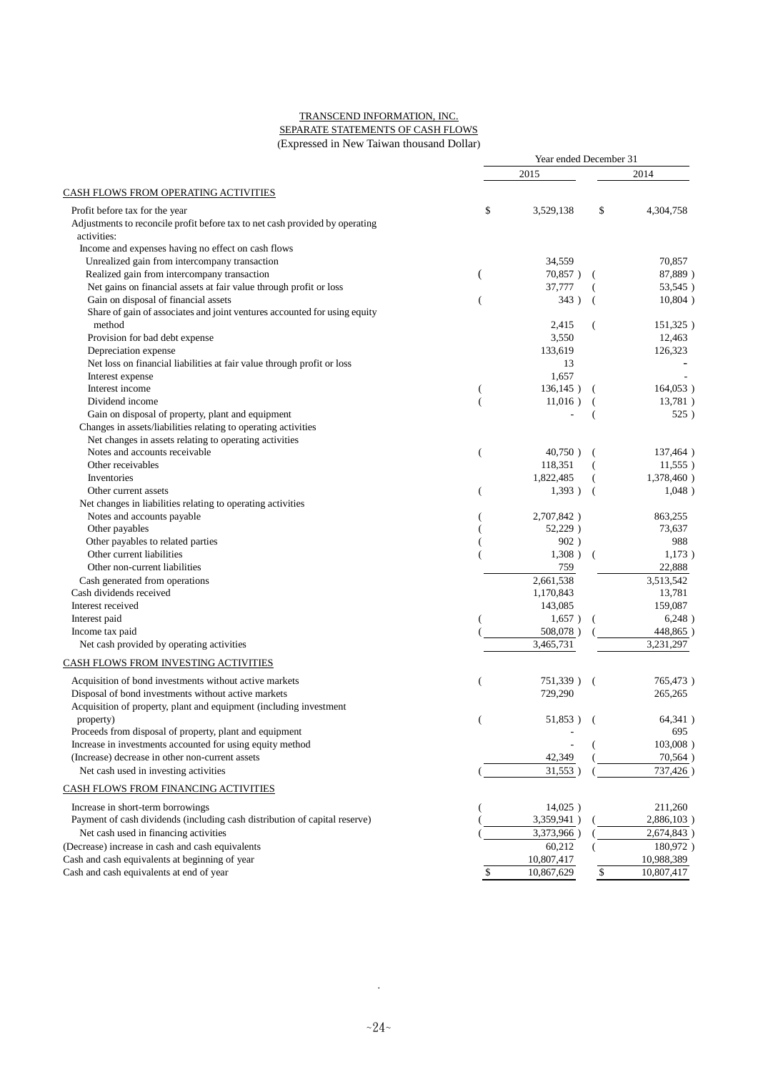TRANSCEND INFORMATION, INC.

SEPARATE STATEMENTS OF CASH FLOWS

(Expressed in New Taiwan thousand Dollar)

| | Year ended December 31 | |
|---|---|---|
| | 2015 | 2014 |
| CASH FLOWS FROM OPERATING ACTIVITIES | | |
| Profit before tax for the year | $ 3,529,138 | $ 4,304,758 |
| Adjustments to reconcile profit before tax to net cash provided by operating activities: | | |
| Income and expenses having no effect on cash flows | | |
| Unrealized gain from intercompany transaction | 34,559 | 70,857 |
| Realized gain from intercompany transaction | ( 70,857 ) | ( 87,889 ) |
| Net gains on financial assets at fair value through profit or loss | 37,777 | ( 53,545 ) |
| Gain on disposal of financial assets | ( 343 ) | ( 10,804 ) |
| Share of gain of associates and joint ventures accounted for using equity method | 2,415 | ( 151,325 ) |
| Provision for bad debt expense | 3,550 | 12,463 |
| Depreciation expense | 133,619 | 126,323 |
| Net loss on financial liabilities at fair value through profit or loss | 13 | - |
| Interest expense | 1,657 | - |
| Interest income | ( 136,145 ) | ( 164,053 ) |
| Dividend income | ( 11,016 ) | ( 13,781 ) |
| Gain on disposal of property, plant and equipment | - | ( 525 ) |
| Changes in assets/liabilities relating to operating activities | | |
| Net changes in assets relating to operating activities | | |
| Notes and accounts receivable | ( 40,750 ) | ( 137,464 ) |
| Other receivables | 118,351 | ( 11,555 ) |
| Inventories | 1,822,485 | ( 1,378,460 ) |
| Other current assets | ( 1,393 ) | ( 1,048 ) |
| Net changes in liabilities relating to operating activities | | |
| Notes and accounts payable | ( 2,707,842 ) | 863,255 |
| Other payables | ( 52,229 ) | 73,637 |
| Other payables to related parties | ( 902 ) | 988 |
| Other current liabilities | ( 1,308 ) | ( 1,173 ) |
| Other non-current liabilities | 759 | 22,888 |
| Cash generated from operations | 2,661,538 | 3,513,542 |
| Cash dividends received | 1,170,843 | 13,781 |
| Interest received | 143,085 | 159,087 |
| Interest paid | ( 1,657 ) | ( 6,248 ) |
| Income tax paid | ( 508,078 ) | ( 448,865 ) |
| Net cash provided by operating activities | 3,465,731 | 3,231,297 |
| CASH FLOWS FROM INVESTING ACTIVITIES | | |
| Acquisition of bond investments without active markets | ( 751,339 ) | ( 765,473 ) |
| Disposal of bond investments without active markets | 729,290 | 265,265 |
| Acquisition of property, plant and equipment (including investment property) | ( 51,853 ) | ( 64,341 ) |
| Proceeds from disposal of property, plant and equipment | - | 695 |
| Increase in investments accounted for using equity method | - | ( 103,008 ) |
| (Increase) decrease in other non-current assets | 42,349 | ( 70,564 ) |
| Net cash used in investing activities | ( 31,553 ) | ( 737,426 ) |
| CASH FLOWS FROM FINANCING ACTIVITIES | | |
| Increase in short-term borrowings | ( 14,025 ) | 211,260 |
| Payment of cash dividends (including cash distribution of capital reserve) | ( 3,359,941 ) | ( 2,886,103 ) |
| Net cash used in financing activities | ( 3,373,966 ) | ( 2,674,843 ) |
| (Decrease) increase in cash and cash equivalents | 60,212 | ( 180,972 ) |
| Cash and cash equivalents at beginning of year | 10,807,417 | 10,988,389 |
| Cash and cash equivalents at end of year | $ 10,867,629 | $ 10,807,417 |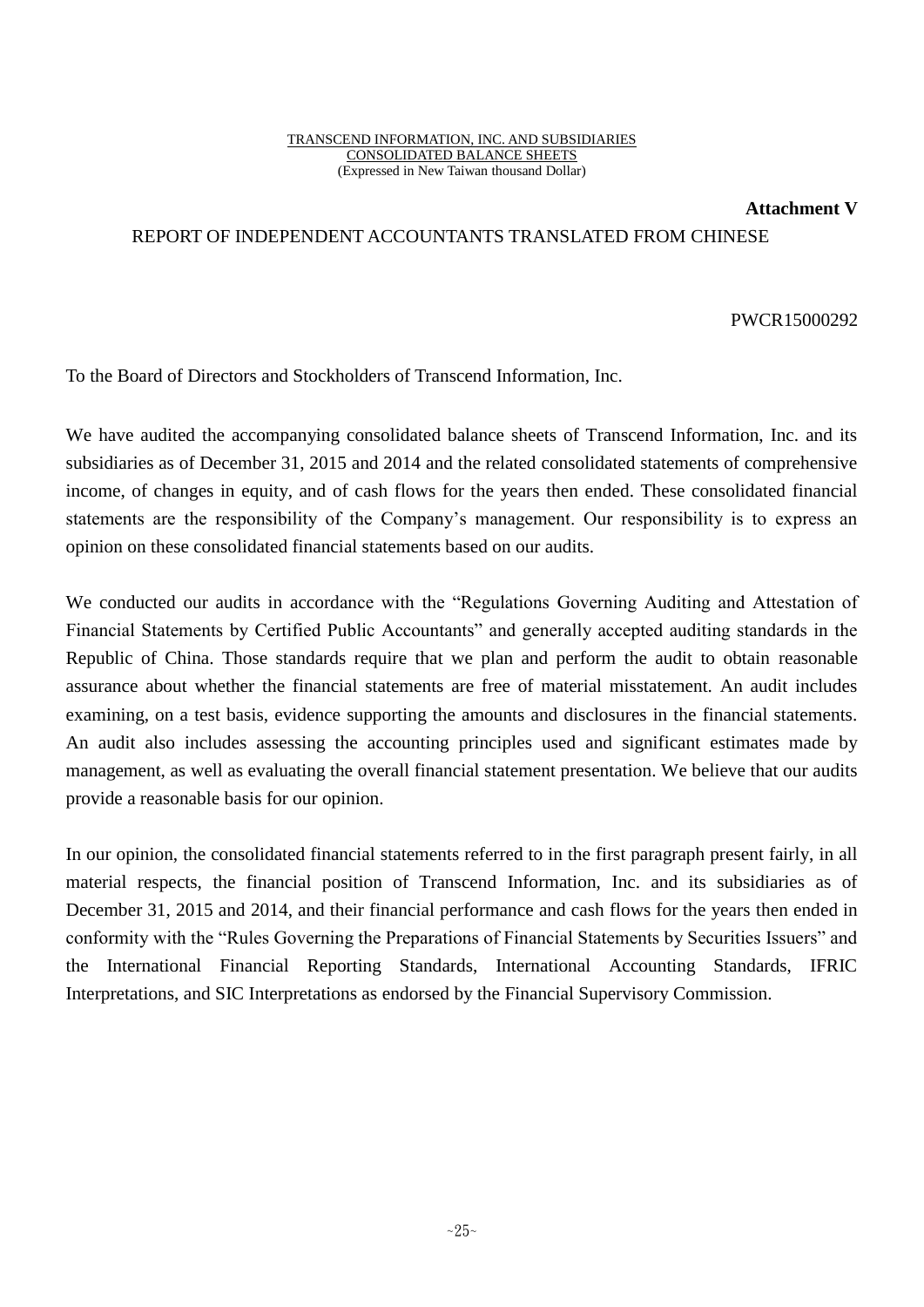TRANSCEND INFORMATION, INC. AND SUBSIDIARIES
CONSOLIDATED BALANCE SHEETS
(Expressed in New Taiwan thousand Dollar)

**Attachment V**

REPORT OF INDEPENDENT ACCOUNTANTS TRANSLATED FROM CHINESE

PWCR15000292

To the Board of Directors and Stockholders of Transcend Information, Inc.

We have audited the accompanying consolidated balance sheets of Transcend Information, Inc. and its subsidiaries as of December 31, 2015 and 2014 and the related consolidated statements of comprehensive income, of changes in equity, and of cash flows for the years then ended. These consolidated financial statements are the responsibility of the Company's management. Our responsibility is to express an opinion on these consolidated financial statements based on our audits.

We conducted our audits in accordance with the "Regulations Governing Auditing and Attestation of Financial Statements by Certified Public Accountants" and generally accepted auditing standards in the Republic of China. Those standards require that we plan and perform the audit to obtain reasonable assurance about whether the financial statements are free of material misstatement. An audit includes examining, on a test basis, evidence supporting the amounts and disclosures in the financial statements. An audit also includes assessing the accounting principles used and significant estimates made by management, as well as evaluating the overall financial statement presentation. We believe that our audits provide a reasonable basis for our opinion.

In our opinion, the consolidated financial statements referred to in the first paragraph present fairly, in all material respects, the financial position of Transcend Information, Inc. and its subsidiaries as of December 31, 2015 and 2014, and their financial performance and cash flows for the years then ended in conformity with the "Rules Governing the Preparations of Financial Statements by Securities Issuers" and the International Financial Reporting Standards, International Accounting Standards, IFRIC Interpretations, and SIC Interpretations as endorsed by the Financial Supervisory Commission.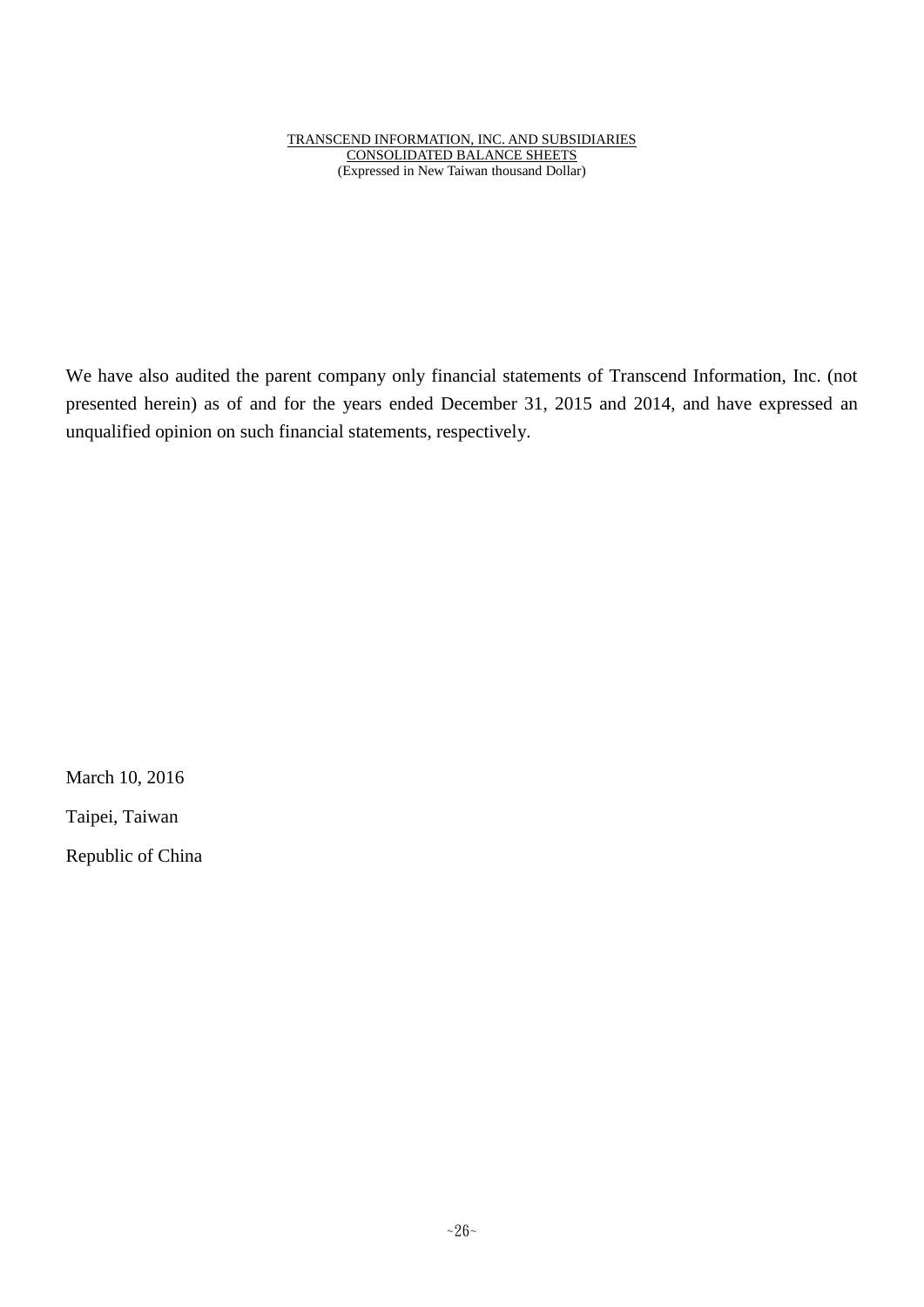TRANSCEND INFORMATION, INC. AND SUBSIDIARIES
CONSOLIDATED BALANCE SHEETS
(Expressed in New Taiwan thousand Dollar)

We have also audited the parent company only financial statements of Transcend Information, Inc. (not presented herein) as of and for the years ended December 31, 2015 and 2014, and have expressed an unqualified opinion on such financial statements, respectively.

March 10, 2016

Taipei, Taiwan

Republic of China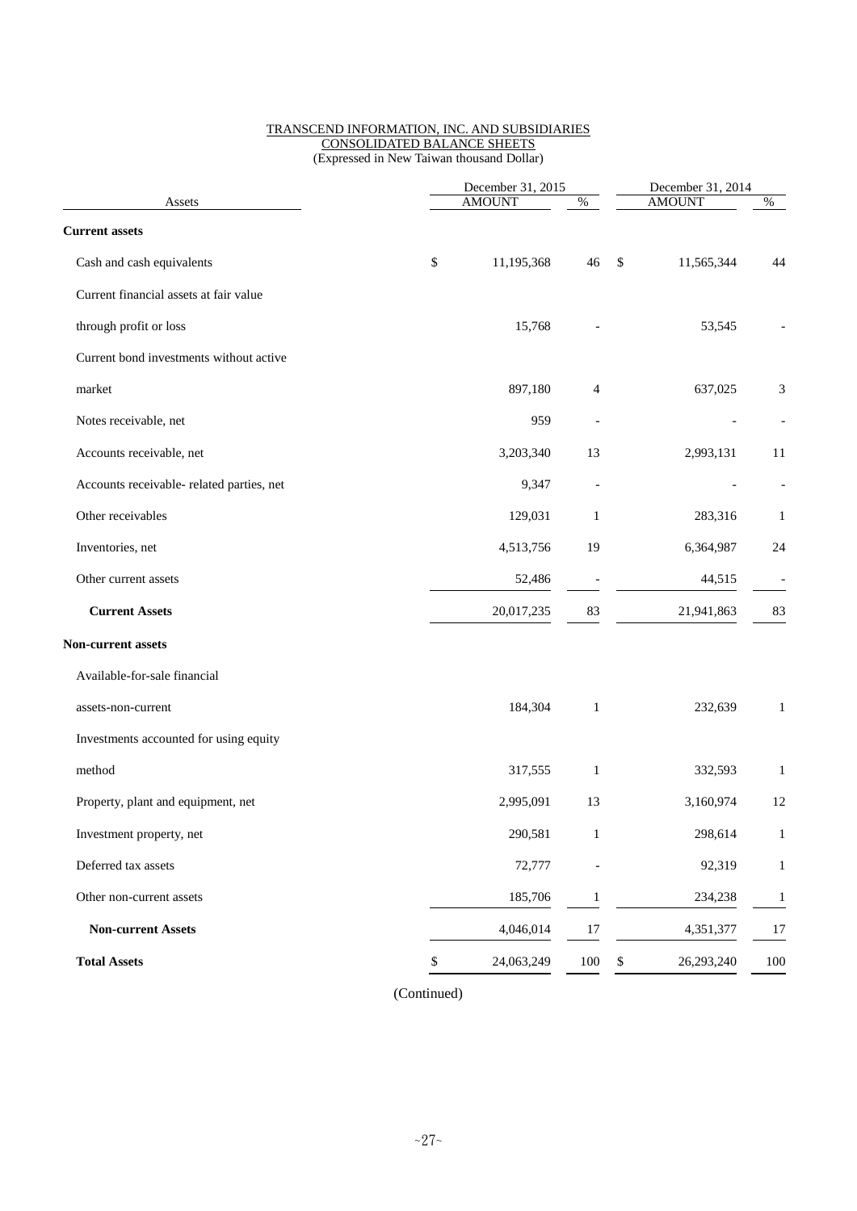TRANSCEND INFORMATION, INC. AND SUBSIDIARIES
CONSOLIDATED BALANCE SHEETS
(Expressed in New Taiwan thousand Dollar)

| Assets | December 31, 2015 AMOUNT | % | December 31, 2014 AMOUNT | % |
|---|---|---|---|---|
| **Current assets** | | | | |
| Cash and cash equivalents | $ 11,195,368 | 46 | $ 11,565,344 | 44 |
| Current financial assets at fair value through profit or loss | 15,768 | - | 53,545 | - |
| Current bond investments without active market | 897,180 | 4 | 637,025 | 3 |
| Notes receivable, net | 959 | - | - | - |
| Accounts receivable, net | 3,203,340 | 13 | 2,993,131 | 11 |
| Accounts receivable- related parties, net | 9,347 | - | - | - |
| Other receivables | 129,031 | 1 | 283,316 | 1 |
| Inventories, net | 4,513,756 | 19 | 6,364,987 | 24 |
| Other current assets | 52,486 | - | 44,515 | - |
| **Current Assets** | 20,017,235 | 83 | 21,941,863 | 83 |
| **Non-current assets** | | | | |
| Available-for-sale financial assets-non-current | 184,304 | 1 | 232,639 | 1 |
| Investments accounted for using equity method | 317,555 | 1 | 332,593 | 1 |
| Property, plant and equipment, net | 2,995,091 | 13 | 3,160,974 | 12 |
| Investment property, net | 290,581 | 1 | 298,614 | 1 |
| Deferred tax assets | 72,777 | - | 92,319 | 1 |
| Other non-current assets | 185,706 | 1 | 234,238 | 1 |
| **Non-current Assets** | 4,046,014 | 17 | 4,351,377 | 17 |
| **Total Assets** | $ 24,063,249 | 100 | $ 26,293,240 | 100 |

(Continued)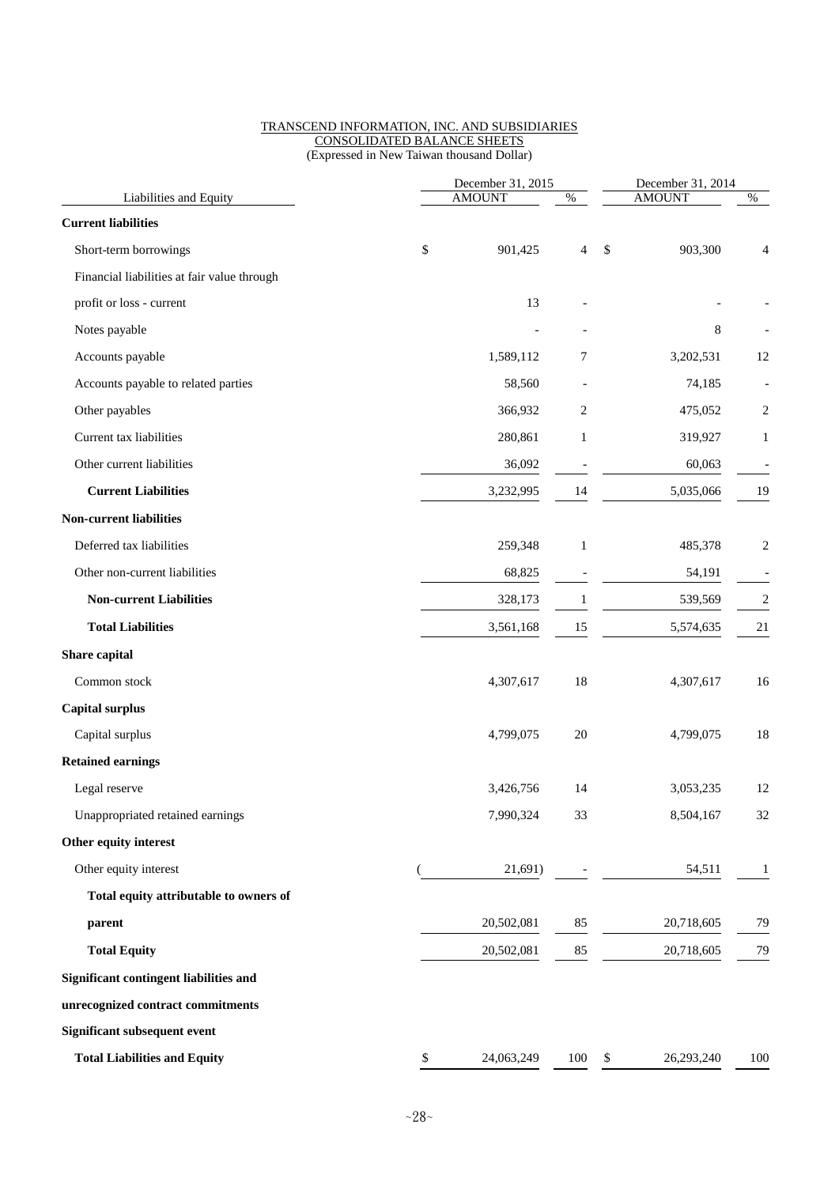TRANSCEND INFORMATION, INC. AND SUBSIDIARIES
CONSOLIDATED BALANCE SHEETS
(Expressed in New Taiwan thousand Dollar)

| Liabilities and Equity | December 31, 2015 AMOUNT | % | December 31, 2014 AMOUNT | % |
|---|---|---|---|---|
| **Current liabilities** | | | | |
| Short-term borrowings | $ 901,425 | 4 | $ 903,300 | 4 |
| Financial liabilities at fair value through profit or loss - current | 13 | - | - | - |
| Notes payable | - | - | 8 | - |
| Accounts payable | 1,589,112 | 7 | 3,202,531 | 12 |
| Accounts payable to related parties | 58,560 | - | 74,185 | - |
| Other payables | 366,932 | 2 | 475,052 | 2 |
| Current tax liabilities | 280,861 | 1 | 319,927 | 1 |
| Other current liabilities | 36,092 | - | 60,063 | - |
| **Current Liabilities** | 3,232,995 | 14 | 5,035,066 | 19 |
| **Non-current liabilities** | | | | |
| Deferred tax liabilities | 259,348 | 1 | 485,378 | 2 |
| Other non-current liabilities | 68,825 | - | 54,191 | - |
| **Non-current Liabilities** | 328,173 | 1 | 539,569 | 2 |
| **Total Liabilities** | 3,561,168 | 15 | 5,574,635 | 21 |
| **Share capital** | | | | |
| Common stock | 4,307,617 | 18 | 4,307,617 | 16 |
| **Capital surplus** | | | | |
| Capital surplus | 4,799,075 | 20 | 4,799,075 | 18 |
| **Retained earnings** | | | | |
| Legal reserve | 3,426,756 | 14 | 3,053,235 | 12 |
| Unappropriated retained earnings | 7,990,324 | 33 | 8,504,167 | 32 |
| **Other equity interest** | | | | |
| Other equity interest | ( 21,691) | - | 54,511 | 1 |
| **Total equity attributable to owners of parent** | 20,502,081 | 85 | 20,718,605 | 79 |
| **Total Equity** | 20,502,081 | 85 | 20,718,605 | 79 |
| **Significant contingent liabilities and unrecognized contract commitments** | | | | |
| **Significant subsequent event** | | | | |
| **Total Liabilities and Equity** | $ 24,063,249 | 100 | $ 26,293,240 | 100 |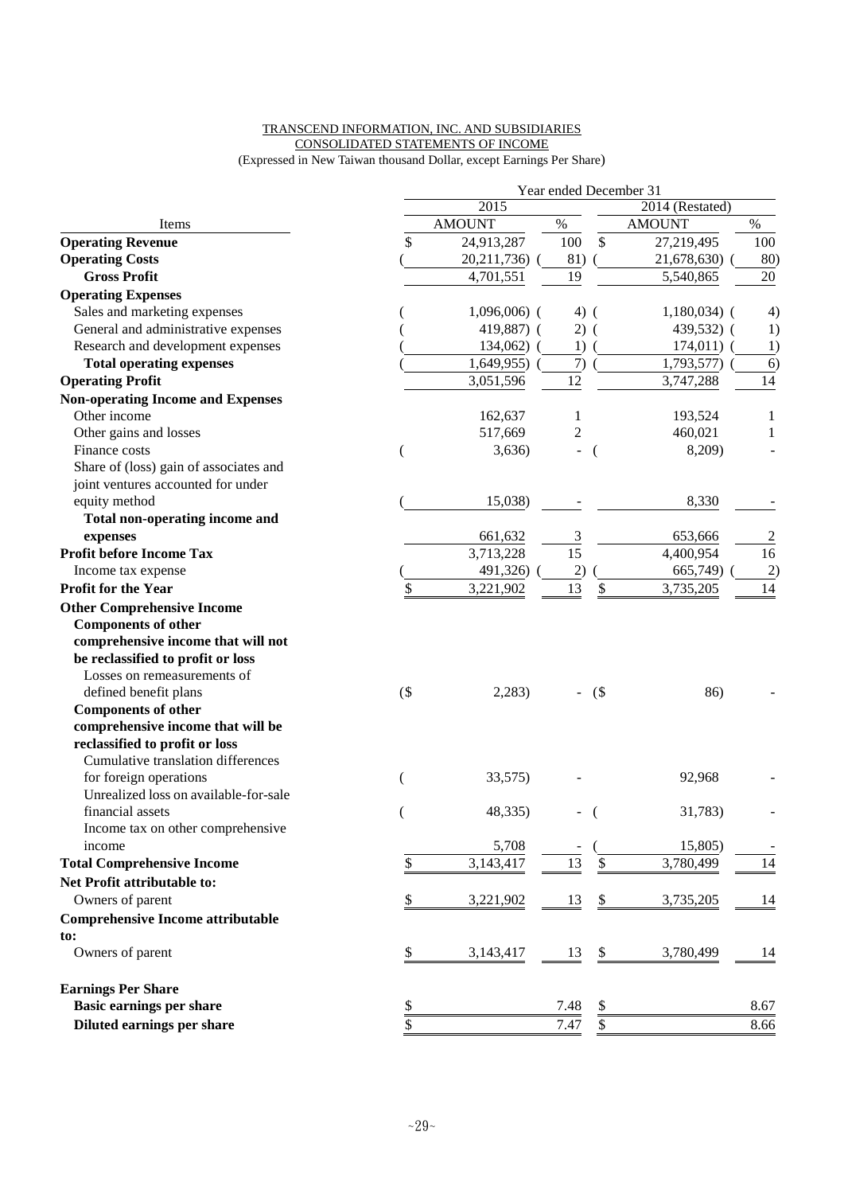TRANSCEND INFORMATION, INC. AND SUBSIDIARIES
CONSOLIDATED STATEMENTS OF INCOME
(Expressed in New Taiwan thousand Dollar, except Earnings Per Share)

| Items | 2015 AMOUNT | 2015 % | 2014 (Restated) AMOUNT | 2014 (Restated) % |
|---|---|---|---|---|
| **Operating Revenue** | $ 24,913,287 | 100 | $ 27,219,495 | 100 |
| **Operating Costs** | ( 20,211,736) | ( 81) | ( 21,678,630) | ( 80) |
| **Gross Profit** | 4,701,551 | 19 | 5,540,865 | 20 |
| **Operating Expenses** | | | | |
| Sales and marketing expenses | ( 1,096,006) | ( 4) | ( 1,180,034) | ( 4) |
| General and administrative expenses | ( 419,887) | ( 2) | ( 439,532) | ( 1) |
| Research and development expenses | ( 134,062) | ( 1) | ( 174,011) | ( 1) |
| **Total operating expenses** | ( 1,649,955) | ( 7) | ( 1,793,577) | ( 6) |
| **Operating Profit** | 3,051,596 | 12 | 3,747,288 | 14 |
| **Non-operating Income and Expenses** | | | | |
| Other income | 162,637 | 1 | 193,524 | 1 |
| Other gains and losses | 517,669 | 2 | 460,021 | 1 |
| Finance costs | ( 3,636) | - | ( 8,209) | - |
| Share of (loss) gain of associates and joint ventures accounted for under equity method | ( 15,038) | - | 8,330 | - |
| **Total non-operating income and expenses** | 661,632 | 3 | 653,666 | 2 |
| **Profit before Income Tax** | 3,713,228 | 15 | 4,400,954 | 16 |
| Income tax expense | ( 491,326) | ( 2) | ( 665,749) | ( 2) |
| **Profit for the Year** | $ 3,221,902 | 13 | $ 3,735,205 | 14 |
| **Other Comprehensive Income** | | | | |
| **Components of other comprehensive income that will not be reclassified to profit or loss** | | | | |
| Losses on remeasurements of defined benefit plans | ($ 2,283) | - | ($ 86) | - |
| **Components of other comprehensive income that will be reclassified to profit or loss** | | | | |
| Cumulative translation differences for foreign operations | ( 33,575) | - | 92,968 | - |
| Unrealized loss on available-for-sale financial assets | ( 48,335) | - | ( 31,783) | - |
| Income tax on other comprehensive income | 5,708 | - | ( 15,805) | - |
| **Total Comprehensive Income** | $ 3,143,417 | 13 | $ 3,780,499 | 14 |
| **Net Profit attributable to:** | | | | |
| Owners of parent | $ 3,221,902 | 13 | $ 3,735,205 | 14 |
| **Comprehensive Income attributable to:** | | | | |
| Owners of parent | $ 3,143,417 | 13 | $ 3,780,499 | 14 |
| **Earnings Per Share** | | | | |
| **Basic earnings per share** | $ | 7.48 | $ | 8.67 |
| **Diluted earnings per share** | $ | 7.47 | $ | 8.66 |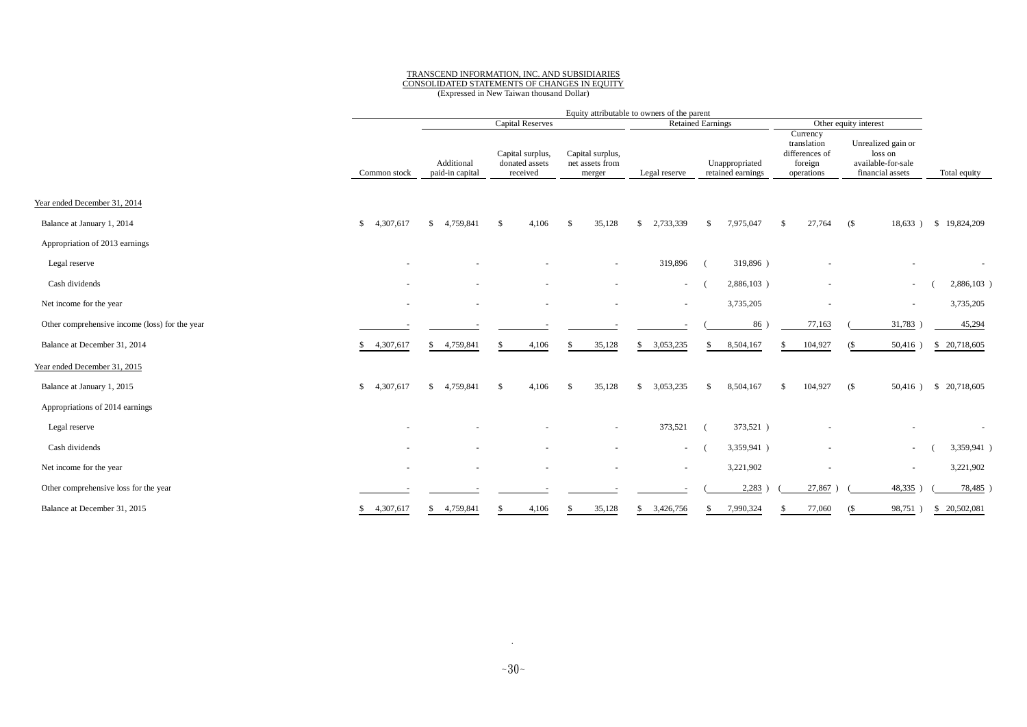TRANSCEND INFORMATION, INC. AND SUBSIDIARIES

CONSOLIDATED STATEMENTS OF CHANGES IN EQUITY

(Expressed in New Taiwan thousand Dollar)

| | Equity attributable to owners of the parent | | | | | | | | |
|---|---|---|---|---|---|---|---|---|---|
| | | Capital Reserves | | | Retained Earnings | | Other equity interest | | |
| | Common stock | Additional paid-in capital | Capital surplus, donated assets received | Capital surplus, net assets from merger | Legal reserve | Unappropriated retained earnings | Currency translation differences of foreign operations | Unrealized gain or loss on available-for-sale financial assets | Total equity |
| Year ended December 31, 2014 | | | | | | | | | |
| Balance at January 1, 2014 | $ 4,307,617 | $ 4,759,841 | $ 4,106 | $ 35,128 | $ 2,733,339 | $ 7,975,047 | $ 27,764 | ($ 18,633 ) | $ 19,824,209 |
| Appropriation of 2013 earnings | | | | | | | | | |
| Legal reserve | - | - | - | - | 319,896 | ( 319,896 ) | - | - | - |
| Cash dividends | - | - | - | - | - | ( 2,886,103 ) | - | - | ( 2,886,103 ) |
| Net income for the year | - | - | - | - | - | 3,735,205 | - | - | 3,735,205 |
| Other comprehensive income (loss) for the year | - | - | - | - | - | ( 86 ) | 77,163 | ( 31,783 ) | 45,294 |
| Balance at December 31, 2014 | $ 4,307,617 | $ 4,759,841 | $ 4,106 | $ 35,128 | $ 3,053,235 | $ 8,504,167 | $ 104,927 | ($ 50,416 ) | $ 20,718,605 |
| Year ended December 31, 2015 | | | | | | | | | |
| Balance at January 1, 2015 | $ 4,307,617 | $ 4,759,841 | $ 4,106 | $ 35,128 | $ 3,053,235 | $ 8,504,167 | $ 104,927 | ($ 50,416 ) | $ 20,718,605 |
| Appropriations of 2014 earnings | | | | | | | | | |
| Legal reserve | - | - | - | - | 373,521 | ( 373,521 ) | - | - | - |
| Cash dividends | - | - | - | - | - | ( 3,359,941 ) | - | - | ( 3,359,941 ) |
| Net income for the year | - | - | - | - | - | 3,221,902 | - | - | 3,221,902 |
| Other comprehensive loss for the year | - | - | - | - | - | ( 2,283 ) | ( 27,867 ) | ( 48,335 ) | ( 78,485 ) |
| Balance at December 31, 2015 | $ 4,307,617 | $ 4,759,841 | $ 4,106 | $ 35,128 | $ 3,426,756 | $ 7,990,324 | $ 77,060 | ($ 98,751 ) | $ 20,502,081 |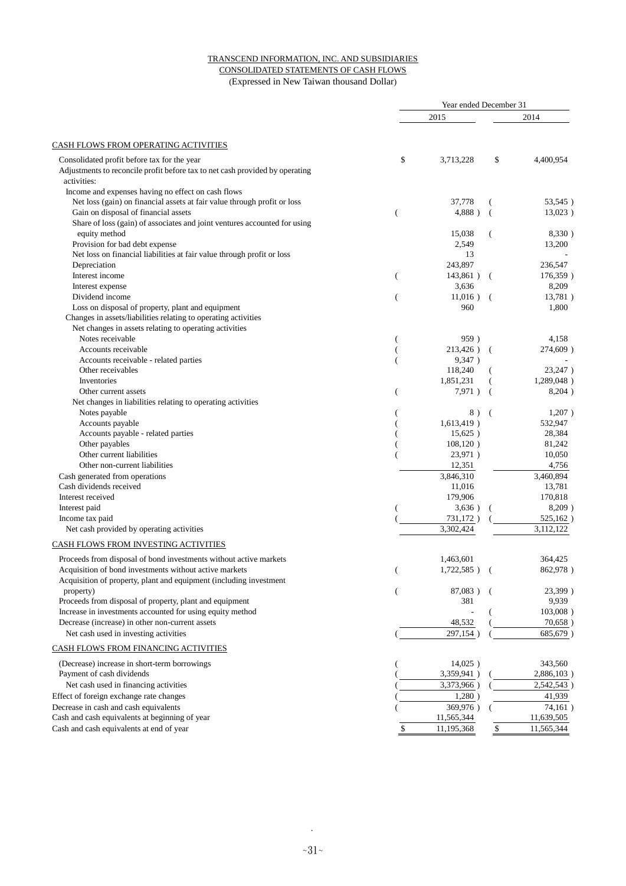TRANSCEND INFORMATION, INC. AND SUBSIDIARIES
CONSOLIDATED STATEMENTS OF CASH FLOWS
(Expressed in New Taiwan thousand Dollar)

| | Year ended December 31 | |
|---|---|---|
| | 2015 | 2014 |
| CASH FLOWS FROM OPERATING ACTIVITIES | | |
| Consolidated profit before tax for the year | $ 3,713,228 | $ 4,400,954 |
| Adjustments to reconcile profit before tax to net cash provided by operating activities: | | |
| Income and expenses having no effect on cash flows | | |
| Net loss (gain) on financial assets at fair value through profit or loss | 37,778 | ( 53,545 ) |
| Gain on disposal of financial assets | ( 4,888 ) | ( 13,023 ) |
| Share of loss (gain) of associates and joint ventures accounted for using equity method | 15,038 | ( 8,330 ) |
| Provision for bad debt expense | 2,549 | 13,200 |
| Net loss on financial liabilities at fair value through profit or loss | 13 | - |
| Depreciation | 243,897 | 236,547 |
| Interest income | ( 143,861 ) | ( 176,359 ) |
| Interest expense | 3,636 | 8,209 |
| Dividend income | ( 11,016 ) | ( 13,781 ) |
| Loss on disposal of property, plant and equipment | 960 | 1,800 |
| Changes in assets/liabilities relating to operating activities | | |
| Net changes in assets relating to operating activities | | |
| Notes receivable | ( 959 ) | 4,158 |
| Accounts receivable | ( 213,426 ) | ( 274,609 ) |
| Accounts receivable - related parties | ( 9,347 ) | - |
| Other receivables | 118,240 | ( 23,247 ) |
| Inventories | 1,851,231 | ( 1,289,048 ) |
| Other current assets | ( 7,971 ) | ( 8,204 ) |
| Net changes in liabilities relating to operating activities | | |
| Notes payable | ( 8 ) | ( 1,207 ) |
| Accounts payable | ( 1,613,419 ) | 532,947 |
| Accounts payable - related parties | ( 15,625 ) | 28,384 |
| Other payables | ( 108,120 ) | 81,242 |
| Other current liabilities | ( 23,971 ) | 10,050 |
| Other non-current liabilities | 12,351 | 4,756 |
| Cash generated from operations | 3,846,310 | 3,460,894 |
| Cash dividends received | 11,016 | 13,781 |
| Interest received | 179,906 | 170,818 |
| Interest paid | ( 3,636 ) | ( 8,209 ) |
| Income tax paid | ( 731,172 ) | ( 525,162 ) |
| Net cash provided by operating activities | 3,302,424 | 3,112,122 |
| CASH FLOWS FROM INVESTING ACTIVITIES | | |
| Proceeds from disposal of bond investments without active markets | 1,463,601 | 364,425 |
| Acquisition of bond investments without active markets | ( 1,722,585 ) | ( 862,978 ) |
| Acquisition of property, plant and equipment (including investment property) | ( 87,083 ) | ( 23,399 ) |
| Proceeds from disposal of property, plant and equipment | 381 | 9,939 |
| Increase in investments accounted for using equity method | - | ( 103,008 ) |
| Decrease (increase) in other non-current assets | 48,532 | ( 70,658 ) |
| Net cash used in investing activities | ( 297,154 ) | ( 685,679 ) |
| CASH FLOWS FROM FINANCING ACTIVITIES | | |
| (Decrease) increase in short-term borrowings | ( 14,025 ) | 343,560 |
| Payment of cash dividends | ( 3,359,941 ) | ( 2,886,103 ) |
| Net cash used in financing activities | ( 3,373,966 ) | ( 2,542,543 ) |
| Effect of foreign exchange rate changes | ( 1,280 ) | 41,939 |
| Decrease in cash and cash equivalents | ( 369,976 ) | ( 74,161 ) |
| Cash and cash equivalents at beginning of year | 11,565,344 | 11,639,505 |
| Cash and cash equivalents at end of year | $ 11,195,368 | $ 11,565,344 |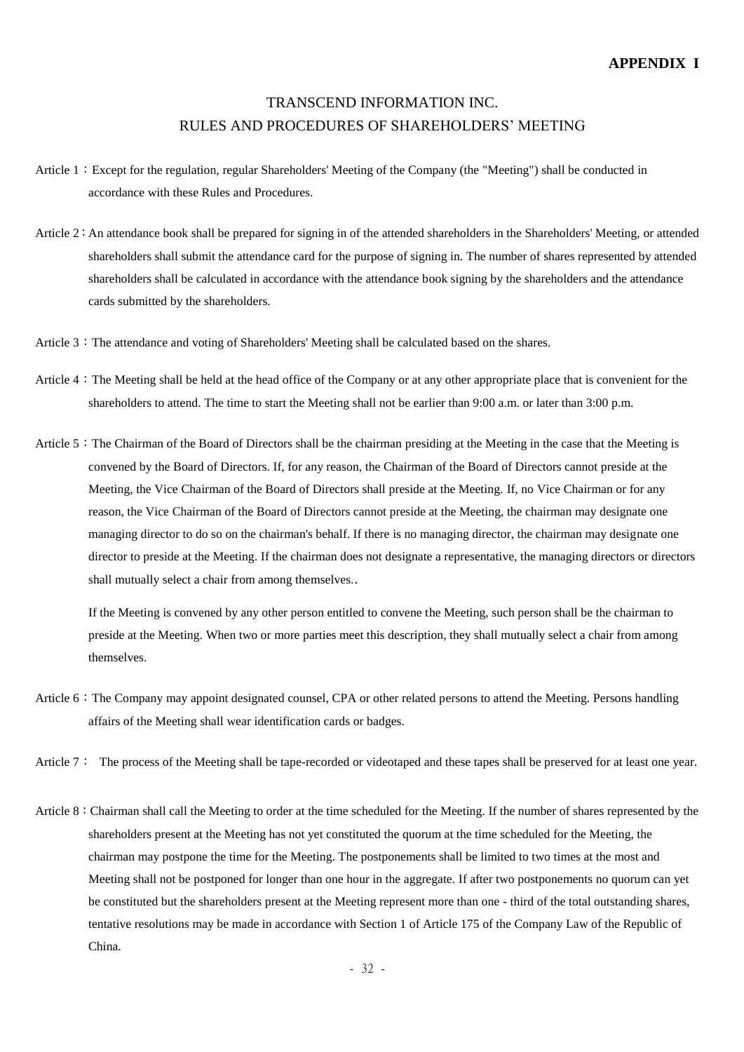**APPENDIX I**

# TRANSCEND INFORMATION INC.
# RULES AND PROCEDURES OF SHAREHOLDERS' MEETING

Article 1：Except for the regulation, regular Shareholders' Meeting of the Company (the "Meeting") shall be conducted in accordance with these Rules and Procedures.

Article 2：An attendance book shall be prepared for signing in of the attended shareholders in the Shareholders' Meeting, or attended shareholders shall submit the attendance card for the purpose of signing in. The number of shares represented by attended shareholders shall be calculated in accordance with the attendance book signing by the shareholders and the attendance cards submitted by the shareholders.

Article 3：The attendance and voting of Shareholders' Meeting shall be calculated based on the shares.

Article 4：The Meeting shall be held at the head office of the Company or at any other appropriate place that is convenient for the shareholders to attend. The time to start the Meeting shall not be earlier than 9:00 a.m. or later than 3:00 p.m.

Article 5：The Chairman of the Board of Directors shall be the chairman presiding at the Meeting in the case that the Meeting is convened by the Board of Directors. If, for any reason, the Chairman of the Board of Directors cannot preside at the Meeting, the Vice Chairman of the Board of Directors shall preside at the Meeting. If, no Vice Chairman or for any reason, the Vice Chairman of the Board of Directors cannot preside at the Meeting, the chairman may designate one managing director to do so on the chairman's behalf. If there is no managing director, the chairman may designate one director to preside at the Meeting. If the chairman does not designate a representative, the managing directors or directors shall mutually select a chair from among themselves..

If the Meeting is convened by any other person entitled to convene the Meeting, such person shall be the chairman to preside at the Meeting. When two or more parties meet this description, they shall mutually select a chair from among themselves.

Article 6：The Company may appoint designated counsel, CPA or other related persons to attend the Meeting. Persons handling affairs of the Meeting shall wear identification cards or badges.

Article 7： The process of the Meeting shall be tape-recorded or videotaped and these tapes shall be preserved for at least one year.

Article 8：Chairman shall call the Meeting to order at the time scheduled for the Meeting. If the number of shares represented by the shareholders present at the Meeting has not yet constituted the quorum at the time scheduled for the Meeting, the chairman may postpone the time for the Meeting. The postponements shall be limited to two times at the most and Meeting shall not be postponed for longer than one hour in the aggregate. If after two postponements no quorum can yet be constituted but the shareholders present at the Meeting represent more than one - third of the total outstanding shares, tentative resolutions may be made in accordance with Section 1 of Article 175 of the Company Law of the Republic of China.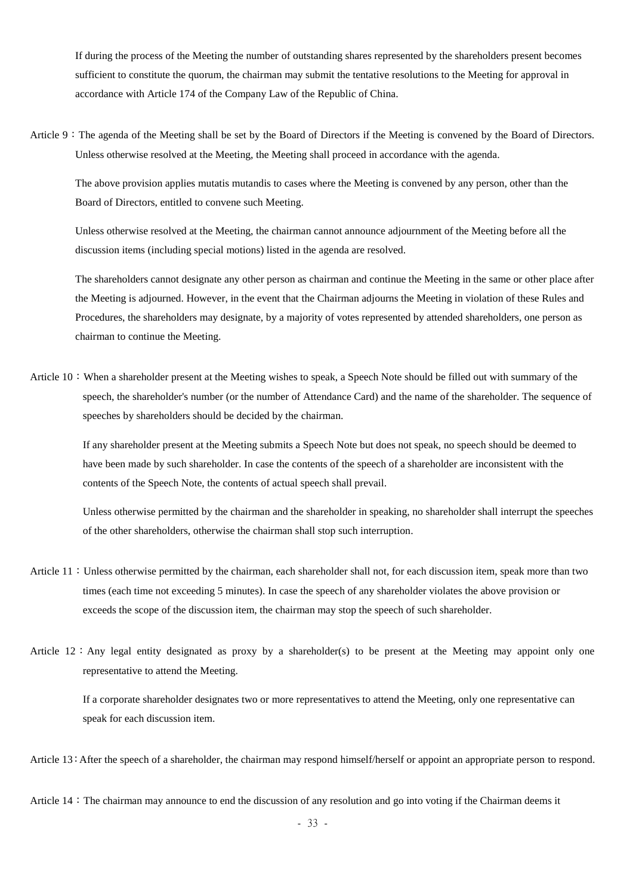If during the process of the Meeting the number of outstanding shares represented by the shareholders present becomes sufficient to constitute the quorum, the chairman may submit the tentative resolutions to the Meeting for approval in accordance with Article 174 of the Company Law of the Republic of China.

Article 9：The agenda of the Meeting shall be set by the Board of Directors if the Meeting is convened by the Board of Directors. Unless otherwise resolved at the Meeting, the Meeting shall proceed in accordance with the agenda.

The above provision applies mutatis mutandis to cases where the Meeting is convened by any person, other than the Board of Directors, entitled to convene such Meeting.

Unless otherwise resolved at the Meeting, the chairman cannot announce adjournment of the Meeting before all the discussion items (including special motions) listed in the agenda are resolved.

The shareholders cannot designate any other person as chairman and continue the Meeting in the same or other place after the Meeting is adjourned. However, in the event that the Chairman adjourns the Meeting in violation of these Rules and Procedures, the shareholders may designate, by a majority of votes represented by attended shareholders, one person as chairman to continue the Meeting.

Article 10：When a shareholder present at the Meeting wishes to speak, a Speech Note should be filled out with summary of the speech, the shareholder's number (or the number of Attendance Card) and the name of the shareholder. The sequence of speeches by shareholders should be decided by the chairman.

If any shareholder present at the Meeting submits a Speech Note but does not speak, no speech should be deemed to have been made by such shareholder. In case the contents of the speech of a shareholder are inconsistent with the contents of the Speech Note, the contents of actual speech shall prevail.

Unless otherwise permitted by the chairman and the shareholder in speaking, no shareholder shall interrupt the speeches of the other shareholders, otherwise the chairman shall stop such interruption.

Article 11：Unless otherwise permitted by the chairman, each shareholder shall not, for each discussion item, speak more than two times (each time not exceeding 5 minutes). In case the speech of any shareholder violates the above provision or exceeds the scope of the discussion item, the chairman may stop the speech of such shareholder.

Article 12：Any legal entity designated as proxy by a shareholder(s) to be present at the Meeting may appoint only one representative to attend the Meeting.

If a corporate shareholder designates two or more representatives to attend the Meeting, only one representative can speak for each discussion item.

Article 13：After the speech of a shareholder, the chairman may respond himself/herself or appoint an appropriate person to respond.

Article 14：The chairman may announce to end the discussion of any resolution and go into voting if the Chairman deems it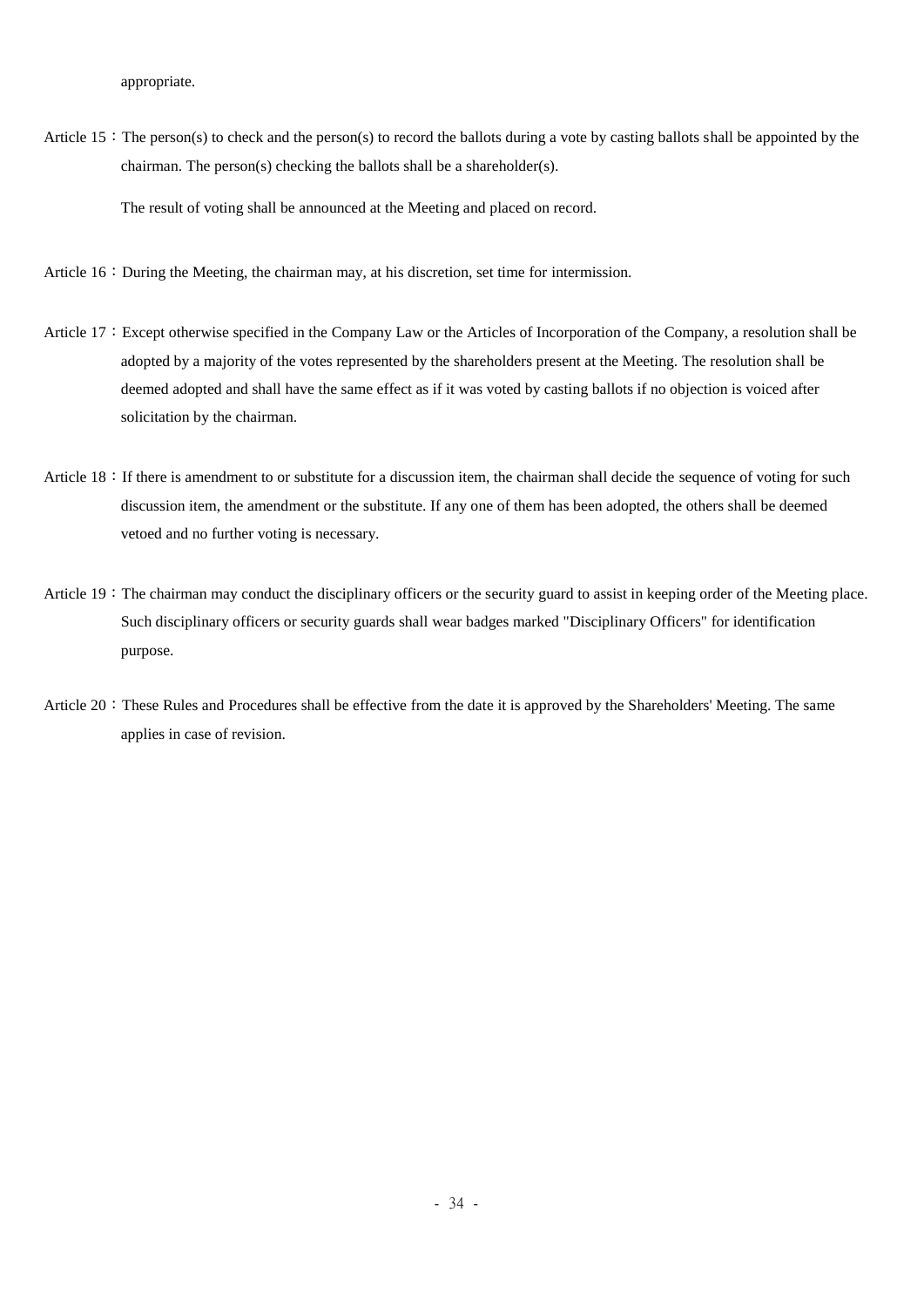appropriate.

Article 15：The person(s) to check and the person(s) to record the ballots during a vote by casting ballots shall be appointed by the chairman. The person(s) checking the ballots shall be a shareholder(s).

The result of voting shall be announced at the Meeting and placed on record.

Article 16：During the Meeting, the chairman may, at his discretion, set time for intermission.

Article 17：Except otherwise specified in the Company Law or the Articles of Incorporation of the Company, a resolution shall be adopted by a majority of the votes represented by the shareholders present at the Meeting. The resolution shall be deemed adopted and shall have the same effect as if it was voted by casting ballots if no objection is voiced after solicitation by the chairman.

Article 18：If there is amendment to or substitute for a discussion item, the chairman shall decide the sequence of voting for such discussion item, the amendment or the substitute. If any one of them has been adopted, the others shall be deemed vetoed and no further voting is necessary.

Article 19：The chairman may conduct the disciplinary officers or the security guard to assist in keeping order of the Meeting place. Such disciplinary officers or security guards shall wear badges marked "Disciplinary Officers" for identification purpose.

Article 20：These Rules and Procedures shall be effective from the date it is approved by the Shareholders' Meeting. The same applies in case of revision.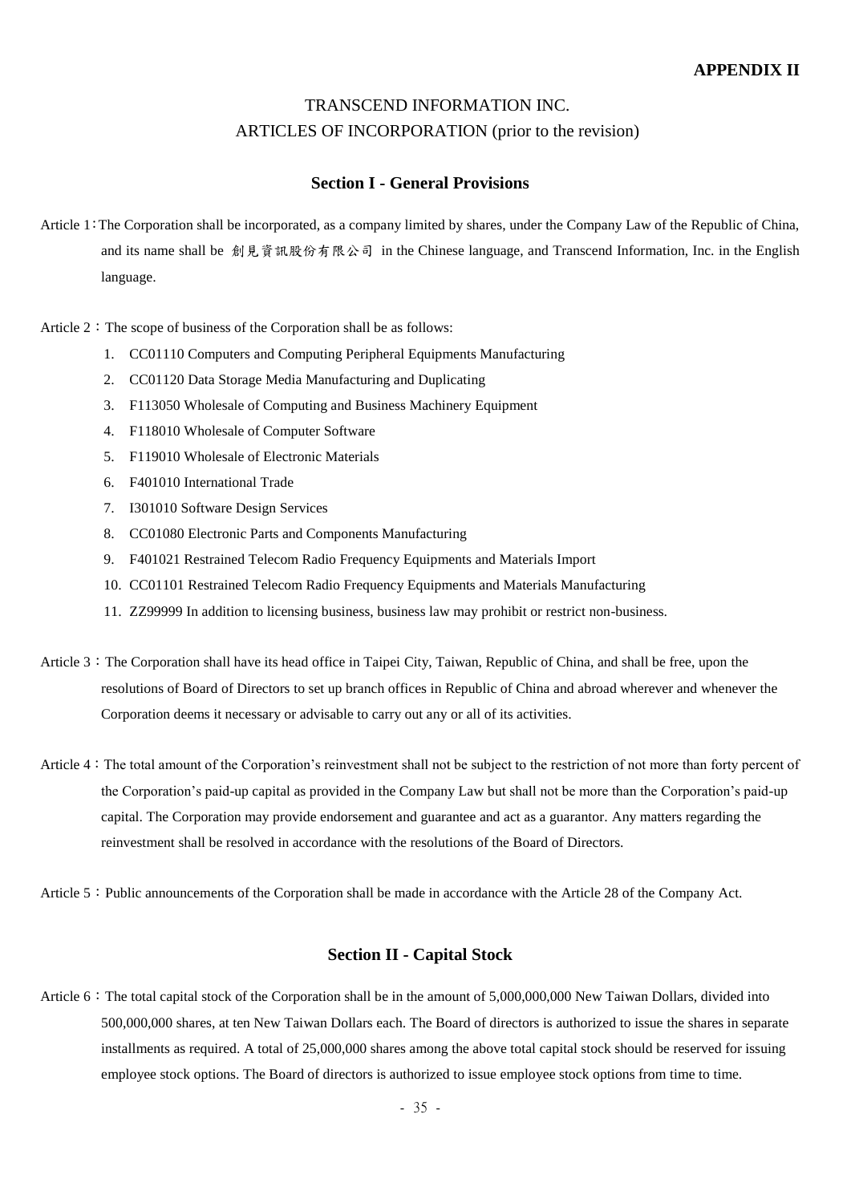**APPENDIX II**

# TRANSCEND INFORMATION INC.
## ARTICLES OF INCORPORATION (prior to the revision)

### Section I - General Provisions

Article 1：The Corporation shall be incorporated, as a company limited by shares, under the Company Law of the Republic of China, and its name shall be 創見資訊股份有限公司 in the Chinese language, and Transcend Information, Inc. in the English language.

Article 2：The scope of business of the Corporation shall be as follows:

1. CC01110 Computers and Computing Peripheral Equipments Manufacturing
2. CC01120 Data Storage Media Manufacturing and Duplicating
3. F113050 Wholesale of Computing and Business Machinery Equipment
4. F118010 Wholesale of Computer Software
5. F119010 Wholesale of Electronic Materials
6. F401010 International Trade
7. I301010 Software Design Services
8. CC01080 Electronic Parts and Components Manufacturing
9. F401021 Restrained Telecom Radio Frequency Equipments and Materials Import
10. CC01101 Restrained Telecom Radio Frequency Equipments and Materials Manufacturing
11. ZZ99999 In addition to licensing business, business law may prohibit or restrict non-business.

Article 3：The Corporation shall have its head office in Taipei City, Taiwan, Republic of China, and shall be free, upon the resolutions of Board of Directors to set up branch offices in Republic of China and abroad wherever and whenever the Corporation deems it necessary or advisable to carry out any or all of its activities.

Article 4：The total amount of the Corporation's reinvestment shall not be subject to the restriction of not more than forty percent of the Corporation's paid-up capital as provided in the Company Law but shall not be more than the Corporation's paid-up capital. The Corporation may provide endorsement and guarantee and act as a guarantor. Any matters regarding the reinvestment shall be resolved in accordance with the resolutions of the Board of Directors.

Article 5：Public announcements of the Corporation shall be made in accordance with the Article 28 of the Company Act.

### Section II - Capital Stock

Article 6：The total capital stock of the Corporation shall be in the amount of 5,000,000,000 New Taiwan Dollars, divided into 500,000,000 shares, at ten New Taiwan Dollars each. The Board of directors is authorized to issue the shares in separate installments as required. A total of 25,000,000 shares among the above total capital stock should be reserved for issuing employee stock options. The Board of directors is authorized to issue employee stock options from time to time.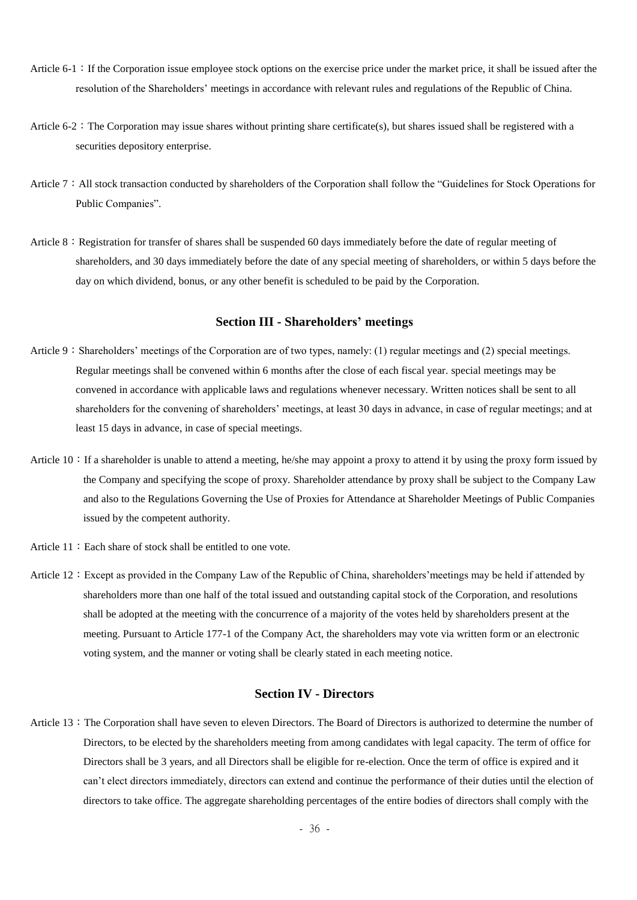Article 6-1：If the Corporation issue employee stock options on the exercise price under the market price, it shall be issued after the resolution of the Shareholders' meetings in accordance with relevant rules and regulations of the Republic of China.

Article 6-2：The Corporation may issue shares without printing share certificate(s), but shares issued shall be registered with a securities depository enterprise.

Article 7：All stock transaction conducted by shareholders of the Corporation shall follow the "Guidelines for Stock Operations for Public Companies".

Article 8：Registration for transfer of shares shall be suspended 60 days immediately before the date of regular meeting of shareholders, and 30 days immediately before the date of any special meeting of shareholders, or within 5 days before the day on which dividend, bonus, or any other benefit is scheduled to be paid by the Corporation.

## Section III - Shareholders' meetings

Article 9：Shareholders' meetings of the Corporation are of two types, namely: (1) regular meetings and (2) special meetings. Regular meetings shall be convened within 6 months after the close of each fiscal year. special meetings may be convened in accordance with applicable laws and regulations whenever necessary. Written notices shall be sent to all shareholders for the convening of shareholders' meetings, at least 30 days in advance, in case of regular meetings; and at least 15 days in advance, in case of special meetings.

Article 10：If a shareholder is unable to attend a meeting, he/she may appoint a proxy to attend it by using the proxy form issued by the Company and specifying the scope of proxy. Shareholder attendance by proxy shall be subject to the Company Law and also to the Regulations Governing the Use of Proxies for Attendance at Shareholder Meetings of Public Companies issued by the competent authority.

Article 11：Each share of stock shall be entitled to one vote.

Article 12：Except as provided in the Company Law of the Republic of China, shareholders'meetings may be held if attended by shareholders more than one half of the total issued and outstanding capital stock of the Corporation, and resolutions shall be adopted at the meeting with the concurrence of a majority of the votes held by shareholders present at the meeting. Pursuant to Article 177-1 of the Company Act, the shareholders may vote via written form or an electronic voting system, and the manner or voting shall be clearly stated in each meeting notice.

## Section IV - Directors

Article 13：The Corporation shall have seven to eleven Directors. The Board of Directors is authorized to determine the number of Directors, to be elected by the shareholders meeting from among candidates with legal capacity. The term of office for Directors shall be 3 years, and all Directors shall be eligible for re-election. Once the term of office is expired and it can't elect directors immediately, directors can extend and continue the performance of their duties until the election of directors to take office. The aggregate shareholding percentages of the entire bodies of directors shall comply with the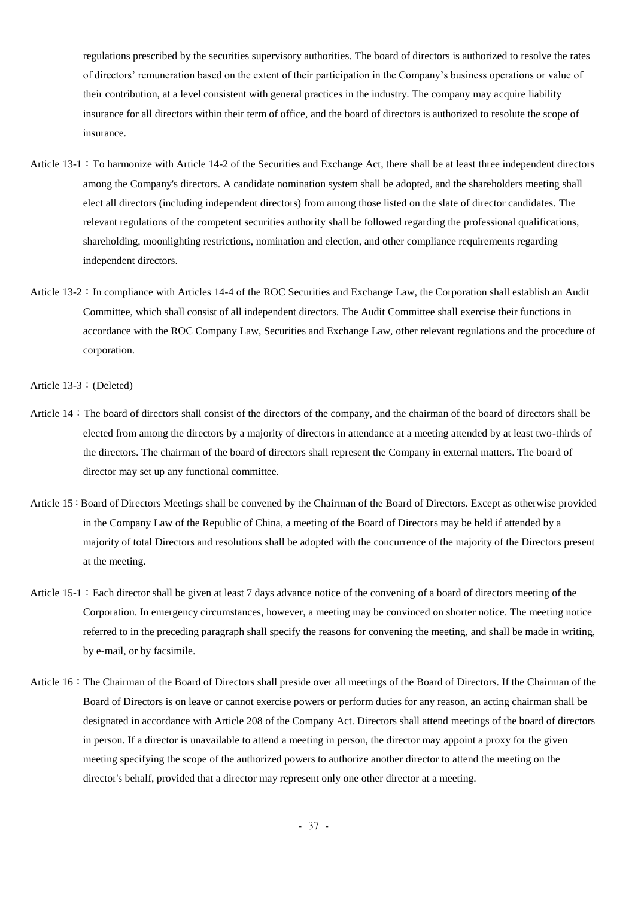regulations prescribed by the securities supervisory authorities. The board of directors is authorized to resolve the rates of directors' remuneration based on the extent of their participation in the Company's business operations or value of their contribution, at a level consistent with general practices in the industry. The company may acquire liability insurance for all directors within their term of office, and the board of directors is authorized to resolute the scope of insurance.

Article 13-1：To harmonize with Article 14-2 of the Securities and Exchange Act, there shall be at least three independent directors among the Company's directors. A candidate nomination system shall be adopted, and the shareholders meeting shall elect all directors (including independent directors) from among those listed on the slate of director candidates. The relevant regulations of the competent securities authority shall be followed regarding the professional qualifications, shareholding, moonlighting restrictions, nomination and election, and other compliance requirements regarding independent directors.

Article 13-2：In compliance with Articles 14-4 of the ROC Securities and Exchange Law, the Corporation shall establish an Audit Committee, which shall consist of all independent directors. The Audit Committee shall exercise their functions in accordance with the ROC Company Law, Securities and Exchange Law, other relevant regulations and the procedure of corporation.

Article 13-3：(Deleted)

Article 14：The board of directors shall consist of the directors of the company, and the chairman of the board of directors shall be elected from among the directors by a majority of directors in attendance at a meeting attended by at least two-thirds of the directors. The chairman of the board of directors shall represent the Company in external matters. The board of director may set up any functional committee.

Article 15：Board of Directors Meetings shall be convened by the Chairman of the Board of Directors. Except as otherwise provided in the Company Law of the Republic of China, a meeting of the Board of Directors may be held if attended by a majority of total Directors and resolutions shall be adopted with the concurrence of the majority of the Directors present at the meeting.

Article 15-1：Each director shall be given at least 7 days advance notice of the convening of a board of directors meeting of the Corporation. In emergency circumstances, however, a meeting may be convinced on shorter notice. The meeting notice referred to in the preceding paragraph shall specify the reasons for convening the meeting, and shall be made in writing, by e-mail, or by facsimile.

Article 16：The Chairman of the Board of Directors shall preside over all meetings of the Board of Directors. If the Chairman of the Board of Directors is on leave or cannot exercise powers or perform duties for any reason, an acting chairman shall be designated in accordance with Article 208 of the Company Act. Directors shall attend meetings of the board of directors in person. If a director is unavailable to attend a meeting in person, the director may appoint a proxy for the given meeting specifying the scope of the authorized powers to authorize another director to attend the meeting on the director's behalf, provided that a director may represent only one other director at a meeting.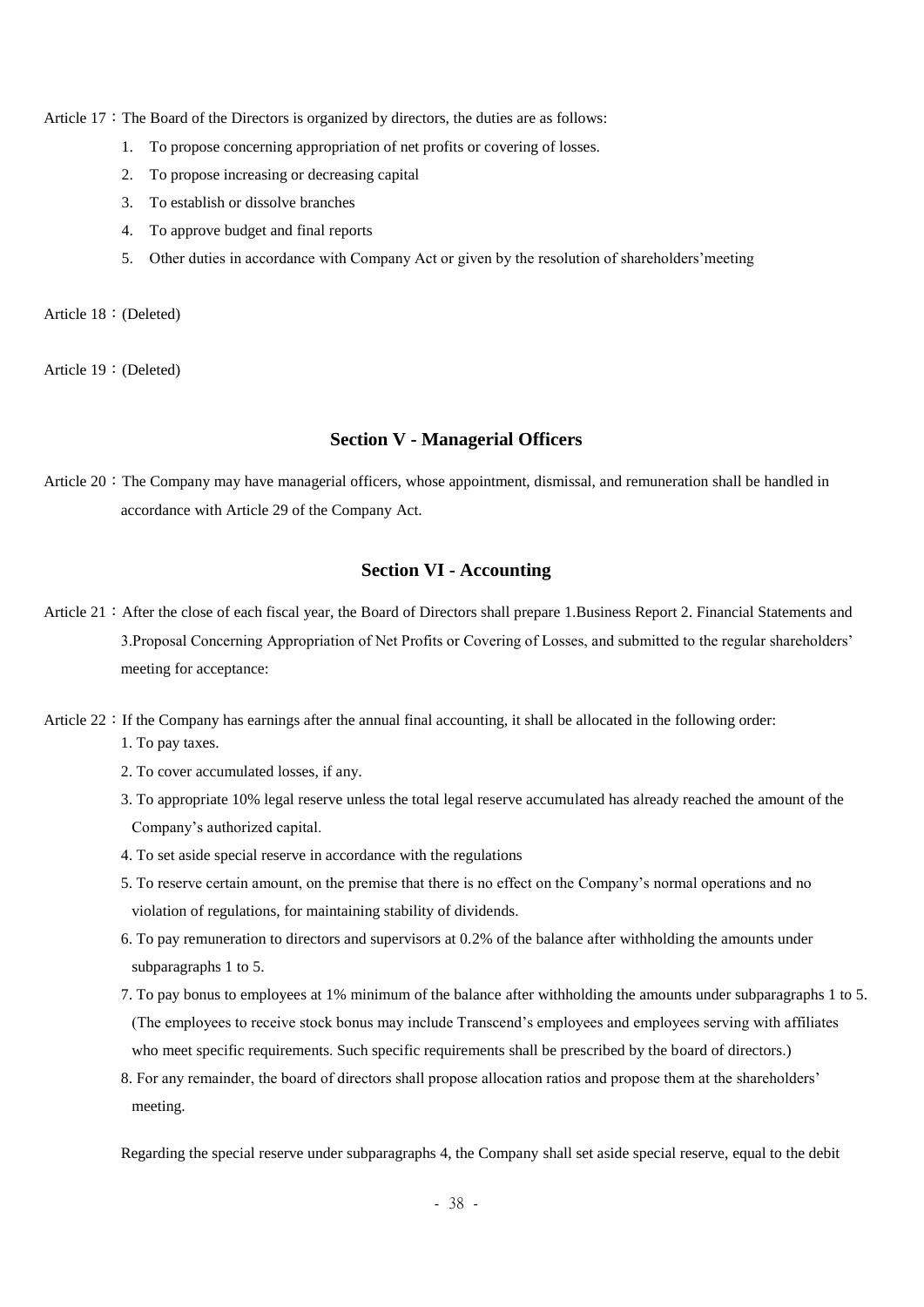Article 17：The Board of the Directors is organized by directors, the duties are as follows:

1. To propose concerning appropriation of net profits or covering of losses.
2. To propose increasing or decreasing capital
3. To establish or dissolve branches
4. To approve budget and final reports
5. Other duties in accordance with Company Act or given by the resolution of shareholders'meeting

Article 18：(Deleted)

Article 19：(Deleted)

## Section V - Managerial Officers

Article 20：The Company may have managerial officers, whose appointment, dismissal, and remuneration shall be handled in accordance with Article 29 of the Company Act.

## Section VI - Accounting

Article 21：After the close of each fiscal year, the Board of Directors shall prepare 1.Business Report 2. Financial Statements and 3.Proposal Concerning Appropriation of Net Profits or Covering of Losses, and submitted to the regular shareholders' meeting for acceptance:

Article 22：If the Company has earnings after the annual final accounting, it shall be allocated in the following order:

1. To pay taxes.
2. To cover accumulated losses, if any.
3. To appropriate 10% legal reserve unless the total legal reserve accumulated has already reached the amount of the Company's authorized capital.
4. To set aside special reserve in accordance with the regulations
5. To reserve certain amount, on the premise that there is no effect on the Company's normal operations and no violation of regulations, for maintaining stability of dividends.
6. To pay remuneration to directors and supervisors at 0.2% of the balance after withholding the amounts under subparagraphs 1 to 5.
7. To pay bonus to employees at 1% minimum of the balance after withholding the amounts under subparagraphs 1 to 5. (The employees to receive stock bonus may include Transcend's employees and employees serving with affiliates who meet specific requirements. Such specific requirements shall be prescribed by the board of directors.)
8. For any remainder, the board of directors shall propose allocation ratios and propose them at the shareholders' meeting.

Regarding the special reserve under subparagraphs 4, the Company shall set aside special reserve, equal to the debit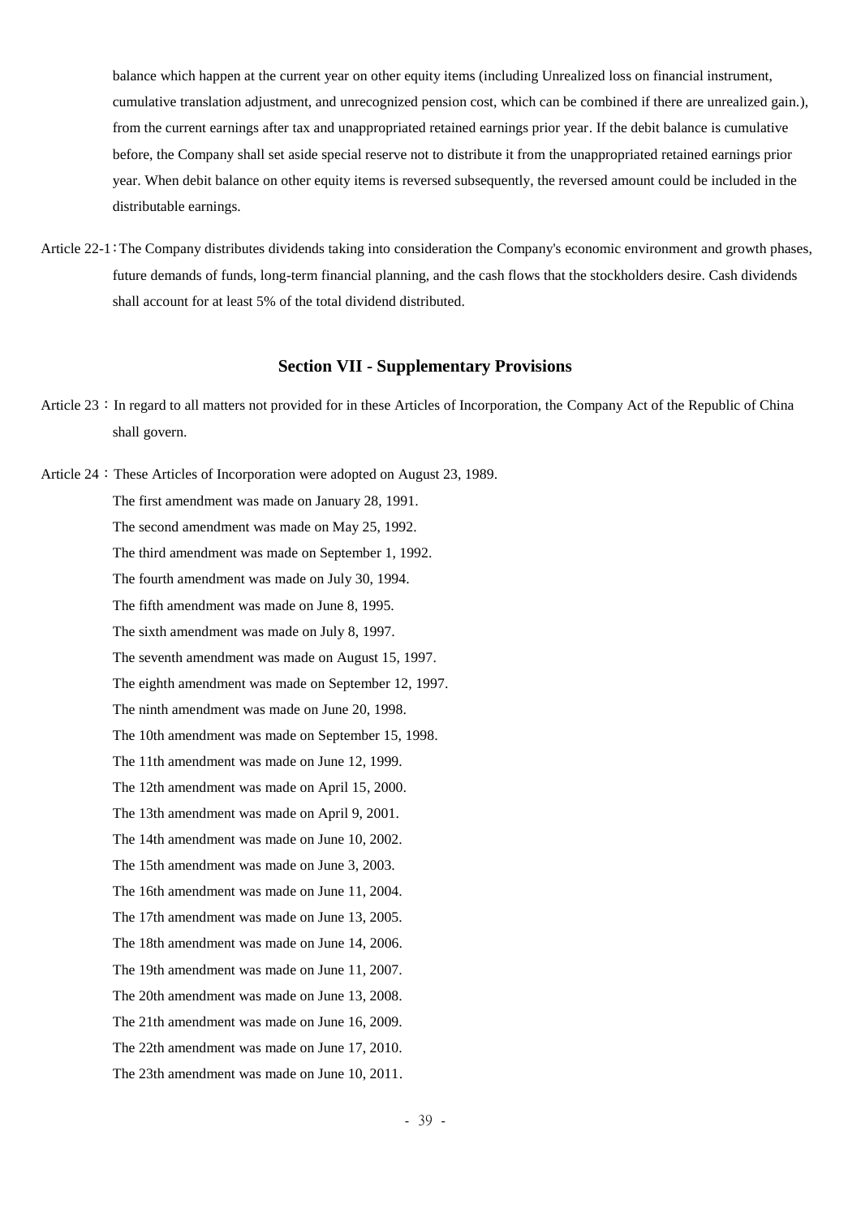balance which happen at the current year on other equity items (including Unrealized loss on financial instrument, cumulative translation adjustment, and unrecognized pension cost, which can be combined if there are unrealized gain.), from the current earnings after tax and unappropriated retained earnings prior year. If the debit balance is cumulative before, the Company shall set aside special reserve not to distribute it from the unappropriated retained earnings prior year. When debit balance on other equity items is reversed subsequently, the reversed amount could be included in the distributable earnings.

Article 22-1：The Company distributes dividends taking into consideration the Company's economic environment and growth phases, future demands of funds, long-term financial planning, and the cash flows that the stockholders desire. Cash dividends shall account for at least 5% of the total dividend distributed.

## Section VII - Supplementary Provisions

Article 23：In regard to all matters not provided for in these Articles of Incorporation, the Company Act of the Republic of China shall govern.

Article 24：These Articles of Incorporation were adopted on August 23, 1989.

The first amendment was made on January 28, 1991.

The second amendment was made on May 25, 1992.

The third amendment was made on September 1, 1992.

The fourth amendment was made on July 30, 1994.

The fifth amendment was made on June 8, 1995.

The sixth amendment was made on July 8, 1997.

The seventh amendment was made on August 15, 1997.

The eighth amendment was made on September 12, 1997.

The ninth amendment was made on June 20, 1998.

The 10th amendment was made on September 15, 1998.

The 11th amendment was made on June 12, 1999.

The 12th amendment was made on April 15, 2000.

The 13th amendment was made on April 9, 2001.

The 14th amendment was made on June 10, 2002.

The 15th amendment was made on June 3, 2003.

The 16th amendment was made on June 11, 2004.

The 17th amendment was made on June 13, 2005.

The 18th amendment was made on June 14, 2006.

The 19th amendment was made on June 11, 2007.

The 20th amendment was made on June 13, 2008.

The 21th amendment was made on June 16, 2009.

The 22th amendment was made on June 17, 2010.

The 23th amendment was made on June 10, 2011.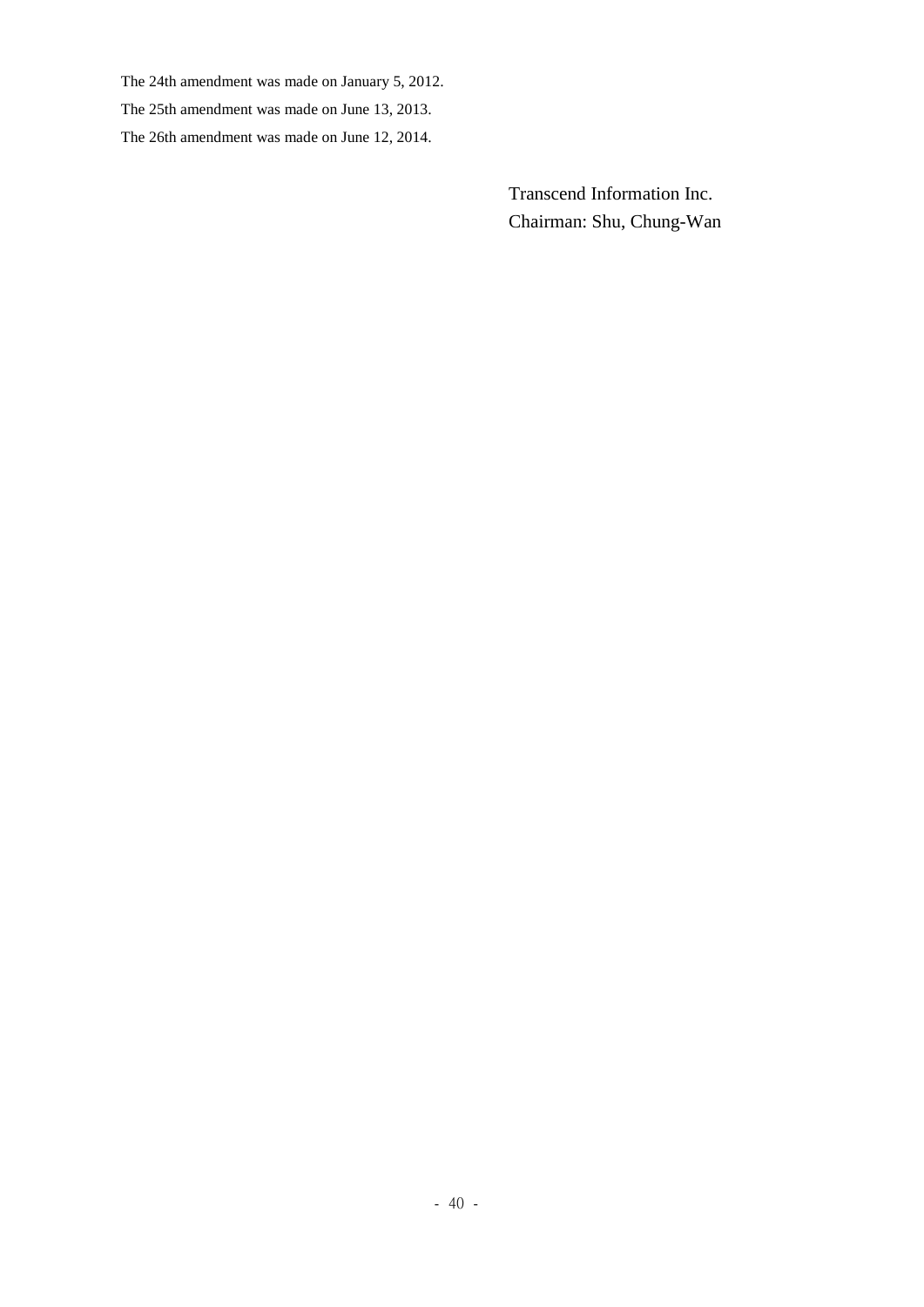The 24th amendment was made on January 5, 2012.

The 25th amendment was made on June 13, 2013.

The 26th amendment was made on June 12, 2014.

Transcend Information Inc.
Chairman: Shu, Chung-Wan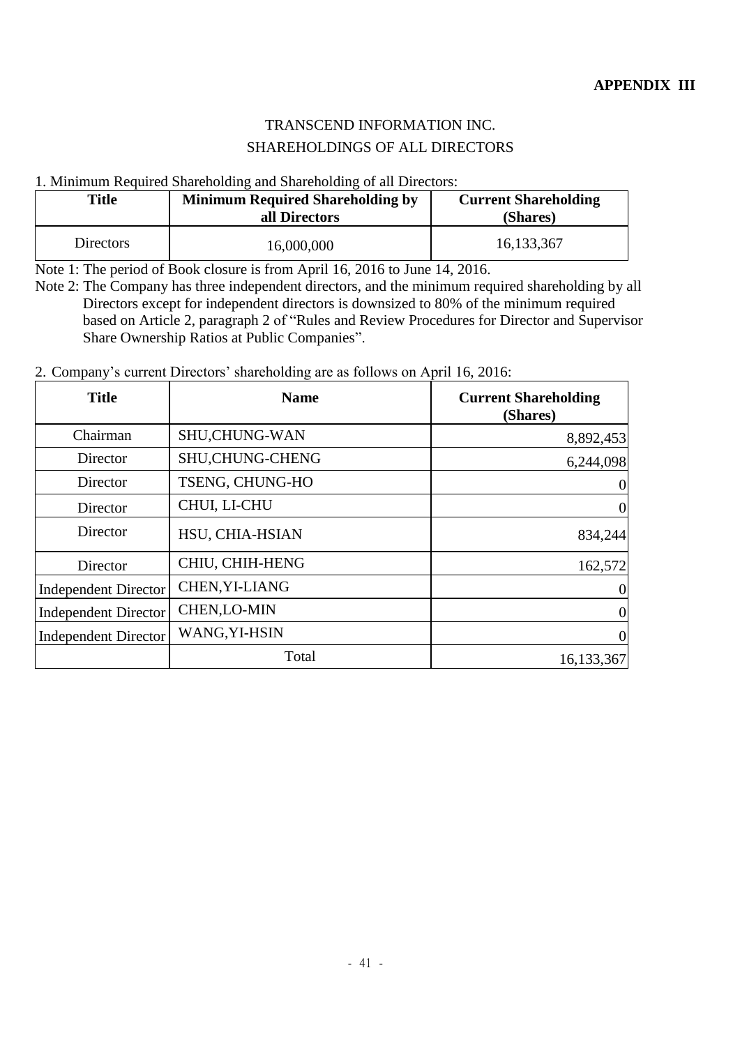**APPENDIX III**

# TRANSCEND INFORMATION INC.
## SHAREHOLDINGS OF ALL DIRECTORS

1. Minimum Required Shareholding and Shareholding of all Directors:

| Title | Minimum Required Shareholding by all Directors | Current Shareholding (Shares) |
|---|---|---|
| Directors | 16,000,000 | 16,133,367 |

Note 1: The period of Book closure is from April 16, 2016 to June 14, 2016.

Note 2: The Company has three independent directors, and the minimum required shareholding by all Directors except for independent directors is downsized to 80% of the minimum required based on Article 2, paragraph 2 of "Rules and Review Procedures for Director and Supervisor Share Ownership Ratios at Public Companies".

2. Company's current Directors' shareholding are as follows on April 16, 2016:

| Title | Name | Current Shareholding (Shares) |
|---|---|---|
| Chairman | SHU,CHUNG-WAN | 8,892,453 |
| Director | SHU,CHUNG-CHENG | 6,244,098 |
| Director | TSENG, CHUNG-HO | 0 |
| Director | CHUI, LI-CHU | 0 |
| Director | HSU, CHIA-HSIAN | 834,244 |
| Director | CHIU, CHIH-HENG | 162,572 |
| Independent Director | CHEN,YI-LIANG | 0 |
| Independent Director | CHEN,LO-MIN | 0 |
| Independent Director | WANG,YI-HSIN | 0 |
| | Total | 16,133,367 |